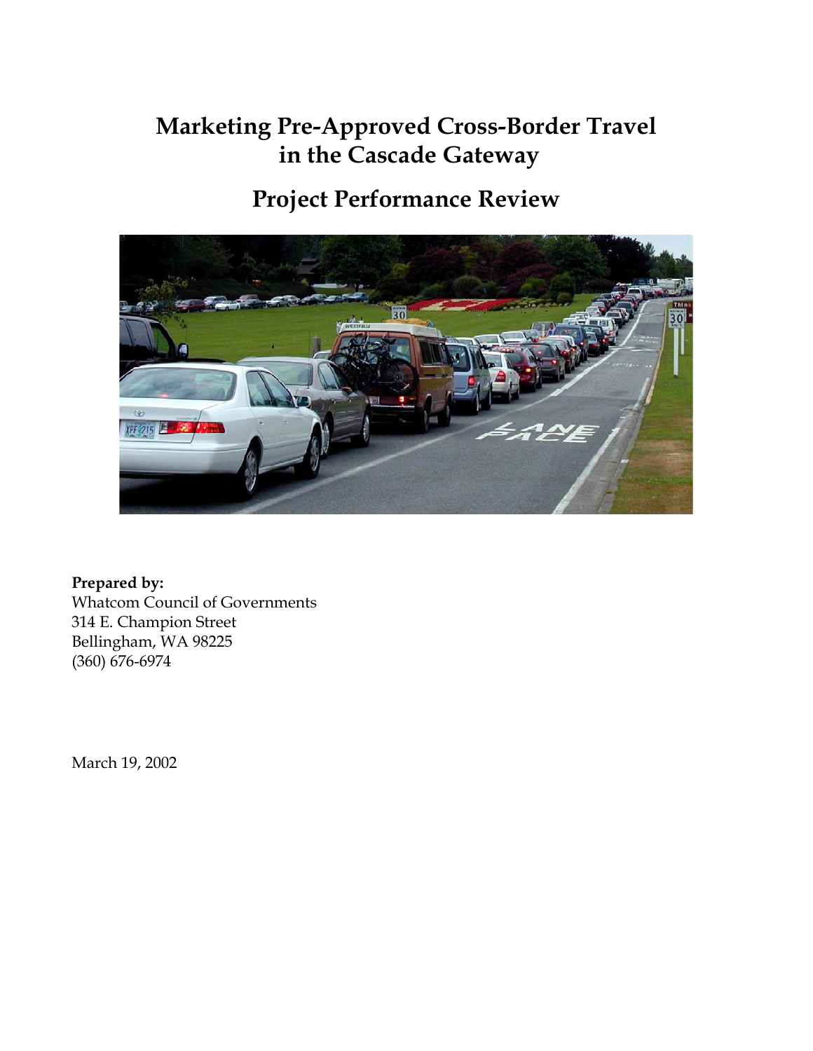# Marketing Pre-Approved Cross-Border Travel in the Cascade Gateway

## Project Performance Review

**Prepared by:**
Whatcom Council of Governments
314 E. Champion Street
Bellingham, WA 98225
(360) 676-6974

March 19, 2002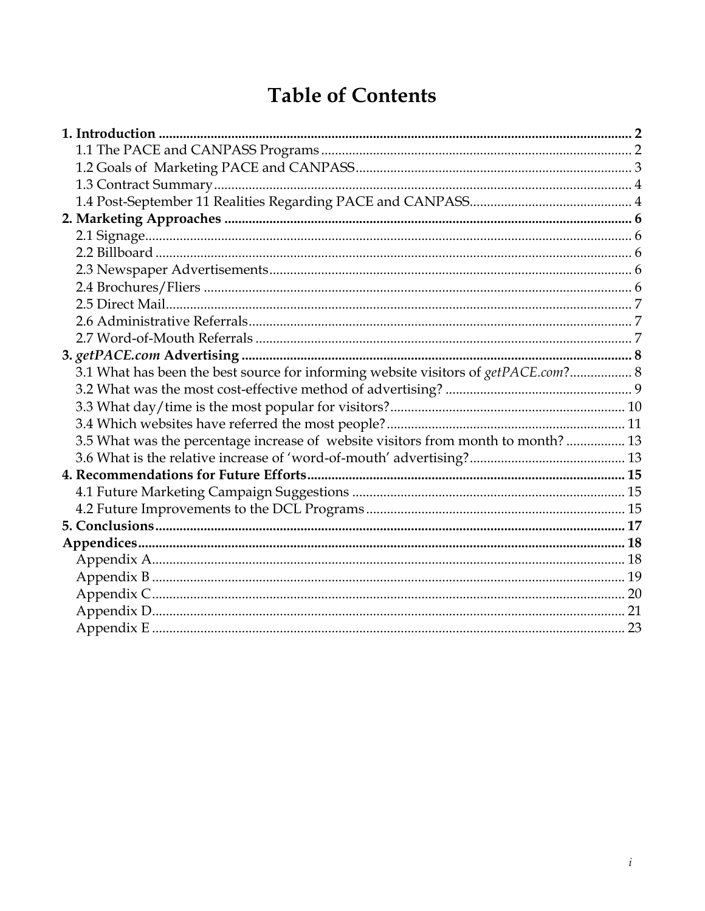# Table of Contents

**1. Introduction** ........................................................................ **2**
- 1.1 The PACE and CANPASS Programs ........................................................ 2
- 1.2 Goals of Marketing PACE and CANPASS ........................................................ 3
- 1.3 Contract Summary ........................................................ 4
- 1.4 Post-September 11 Realities Regarding PACE and CANPASS ........................................................ 4

**2. Marketing Approaches** ........................................................................ **6**
- 2.1 Signage ........................................................ 6
- 2.2 Billboard ........................................................ 6
- 2.3 Newspaper Advertisements ........................................................ 6
- 2.4 Brochures/Fliers ........................................................ 6
- 2.5 Direct Mail ........................................................ 7
- 2.6 Administrative Referrals ........................................................ 7
- 2.7 Word-of-Mouth Referrals ........................................................ 7

**3. *getPACE.com* Advertising** ........................................................................ **8**
- 3.1 What has been the best source for informing website visitors of *getPACE.com*? ........................................................ 8
- 3.2 What was the most cost-effective method of advertising? ........................................................ 9
- 3.3 What day/time is the most popular for visitors? ........................................................ 10
- 3.4 Which websites have referred the most people? ........................................................ 11
- 3.5 What was the percentage increase of website visitors from month to month? ........................................................ 13
- 3.6 What is the relative increase of 'word-of-mouth' advertising? ........................................................ 13

**4. Recommendations for Future Efforts** ........................................................................ **15**
- 4.1 Future Marketing Campaign Suggestions ........................................................ 15
- 4.2 Future Improvements to the DCL Programs ........................................................ 15

**5. Conclusions** ........................................................................ **17**

**Appendices** ........................................................................ **18**
- Appendix A ........................................................ 18
- Appendix B ........................................................ 19
- Appendix C ........................................................ 20
- Appendix D ........................................................ 21
- Appendix E ........................................................ 23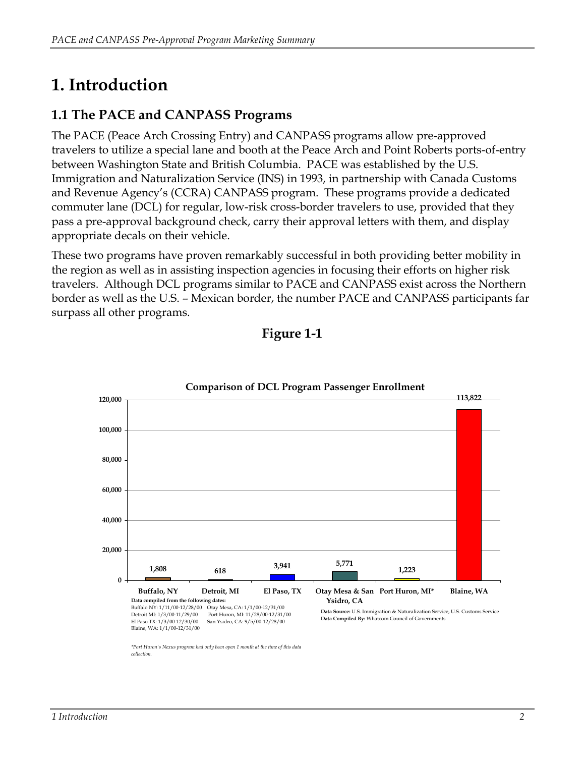# 1. Introduction

## 1.1 The PACE and CANPASS Programs

The PACE (Peace Arch Crossing Entry) and CANPASS programs allow pre-approved travelers to utilize a special lane and booth at the Peace Arch and Point Roberts ports-of-entry between Washington State and British Columbia. PACE was established by the U.S. Immigration and Naturalization Service (INS) in 1993, in partnership with Canada Customs and Revenue Agency's (CCRA) CANPASS program. These programs provide a dedicated commuter lane (DCL) for regular, low-risk cross-border travelers to use, provided that they pass a pre-approval background check, carry their approval letters with them, and display appropriate decals on their vehicle.

These two programs have proven remarkably successful in both providing better mobility in the region as well as in assisting inspection agencies in focusing their efforts on higher risk travelers. Although DCL programs similar to PACE and CANPASS exist across the Northern border as well as the U.S. – Mexican border, the number PACE and CANPASS participants far surpass all other programs.

**Figure 1-1**

**Comparison of DCL Program Passenger Enrollment**

| Location | Enrollment |
|---|---|
| Buffalo, NY | 1,808 |
| Detroit, MI | 618 |
| El Paso, TX | 3,941 |
| Otay Mesa & San Ysidro, CA | 5,771 |
| Port Huron, MI* | 1,223 |
| Blaine, WA | 113,822 |

**Data compiled from the following dates:**
Buffalo NY: 1/11/00-12/28/00
Detroit MI: 1/3/00-11/29/00
El Paso TX: 1/3/00-12/30/00
Blaine, WA: 1/1/00-12/31/00
Otay Mesa, CA: 1/1/00-12/31/00
Port Huron, MI: 11/28/00-12/31/00
San Ysidro, CA: 9/5/00-12/28/00

**Data Source:** U.S. Immigration & Naturalization Service, U.S. Customs Service
**Data Compiled By:** Whatcom Council of Governments

*\*Port Huron's Nexus program had only been open 1 month at the time of this data collection.*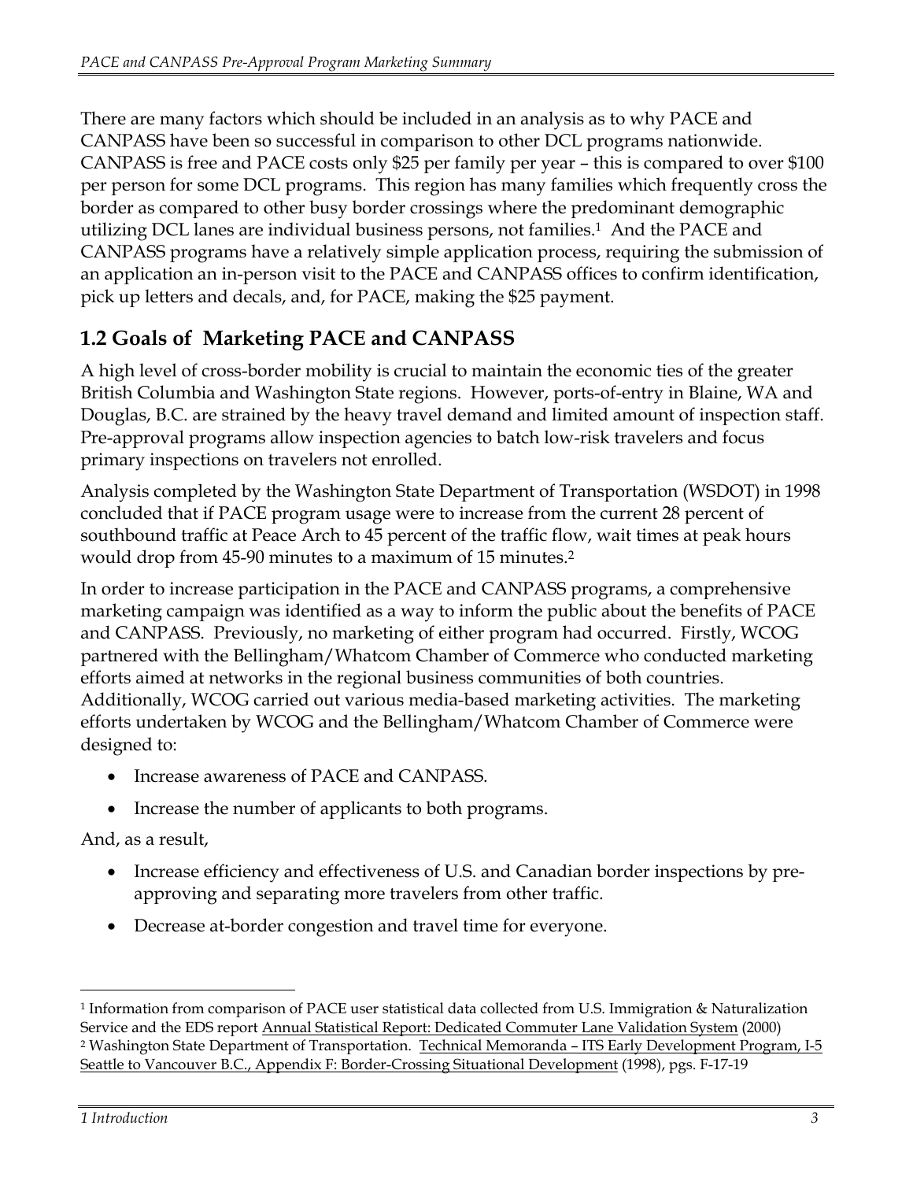There are many factors which should be included in an analysis as to why PACE and CANPASS have been so successful in comparison to other DCL programs nationwide. CANPASS is free and PACE costs only $25 per family per year – this is compared to over $100 per person for some DCL programs. This region has many families which frequently cross the border as compared to other busy border crossings where the predominant demographic utilizing DCL lanes are individual business persons, not families.[1] And the PACE and CANPASS programs have a relatively simple application process, requiring the submission of an application an in-person visit to the PACE and CANPASS offices to confirm identification, pick up letters and decals, and, for PACE, making the $25 payment.

## 1.2 Goals of Marketing PACE and CANPASS

A high level of cross-border mobility is crucial to maintain the economic ties of the greater British Columbia and Washington State regions. However, ports-of-entry in Blaine, WA and Douglas, B.C. are strained by the heavy travel demand and limited amount of inspection staff. Pre-approval programs allow inspection agencies to batch low-risk travelers and focus primary inspections on travelers not enrolled.

Analysis completed by the Washington State Department of Transportation (WSDOT) in 1998 concluded that if PACE program usage were to increase from the current 28 percent of southbound traffic at Peace Arch to 45 percent of the traffic flow, wait times at peak hours would drop from 45-90 minutes to a maximum of 15 minutes.[2]

In order to increase participation in the PACE and CANPASS programs, a comprehensive marketing campaign was identified as a way to inform the public about the benefits of PACE and CANPASS. Previously, no marketing of either program had occurred. Firstly, WCOG partnered with the Bellingham/Whatcom Chamber of Commerce who conducted marketing efforts aimed at networks in the regional business communities of both countries. Additionally, WCOG carried out various media-based marketing activities. The marketing efforts undertaken by WCOG and the Bellingham/Whatcom Chamber of Commerce were designed to:

- Increase awareness of PACE and CANPASS.
- Increase the number of applicants to both programs.

And, as a result,

- Increase efficiency and effectiveness of U.S. and Canadian border inspections by pre-approving and separating more travelers from other traffic.
- Decrease at-border congestion and travel time for everyone.

---

[1] Information from comparison of PACE user statistical data collected from U.S. Immigration & Naturalization Service and the EDS report Annual Statistical Report: Dedicated Commuter Lane Validation System (2000)

[2] Washington State Department of Transportation. Technical Memoranda – ITS Early Development Program, I-5 Seattle to Vancouver B.C., Appendix F: Border-Crossing Situational Development (1998), pgs. F-17-19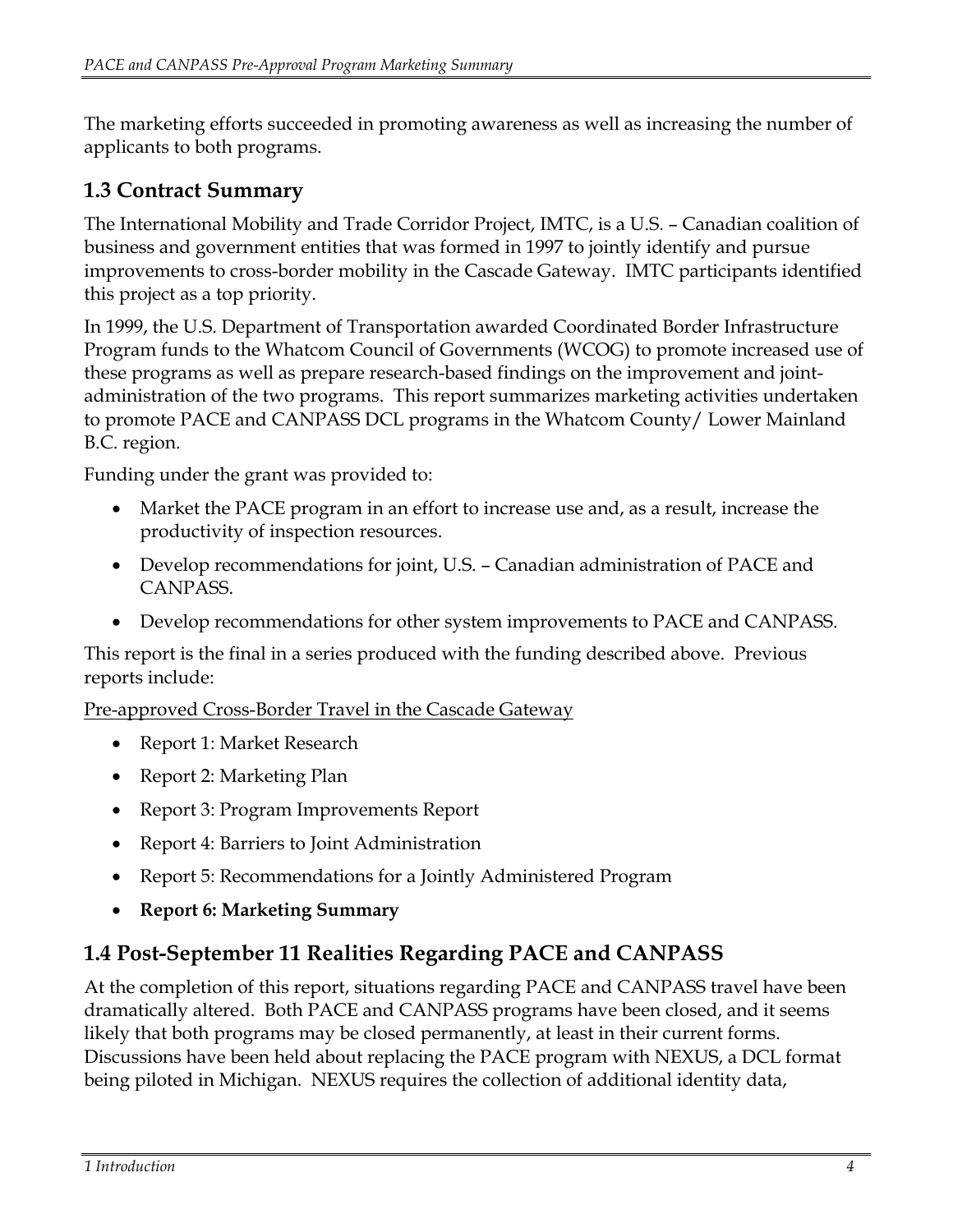The marketing efforts succeeded in promoting awareness as well as increasing the number of applicants to both programs.

## 1.3 Contract Summary

The International Mobility and Trade Corridor Project, IMTC, is a U.S. – Canadian coalition of business and government entities that was formed in 1997 to jointly identify and pursue improvements to cross-border mobility in the Cascade Gateway. IMTC participants identified this project as a top priority.

In 1999, the U.S. Department of Transportation awarded Coordinated Border Infrastructure Program funds to the Whatcom Council of Governments (WCOG) to promote increased use of these programs as well as prepare research-based findings on the improvement and joint-administration of the two programs. This report summarizes marketing activities undertaken to promote PACE and CANPASS DCL programs in the Whatcom County/ Lower Mainland B.C. region.

Funding under the grant was provided to:

- Market the PACE program in an effort to increase use and, as a result, increase the productivity of inspection resources.
- Develop recommendations for joint, U.S. – Canadian administration of PACE and CANPASS.
- Develop recommendations for other system improvements to PACE and CANPASS.

This report is the final in a series produced with the funding described above. Previous reports include:

<u>Pre-approved Cross-Border Travel in the Cascade Gateway</u>

- Report 1: Market Research
- Report 2: Marketing Plan
- Report 3: Program Improvements Report
- Report 4: Barriers to Joint Administration
- Report 5: Recommendations for a Jointly Administered Program
- **Report 6: Marketing Summary**

## 1.4 Post-September 11 Realities Regarding PACE and CANPASS

At the completion of this report, situations regarding PACE and CANPASS travel have been dramatically altered. Both PACE and CANPASS programs have been closed, and it seems likely that both programs may be closed permanently, at least in their current forms. Discussions have been held about replacing the PACE program with NEXUS, a DCL format being piloted in Michigan. NEXUS requires the collection of additional identity data,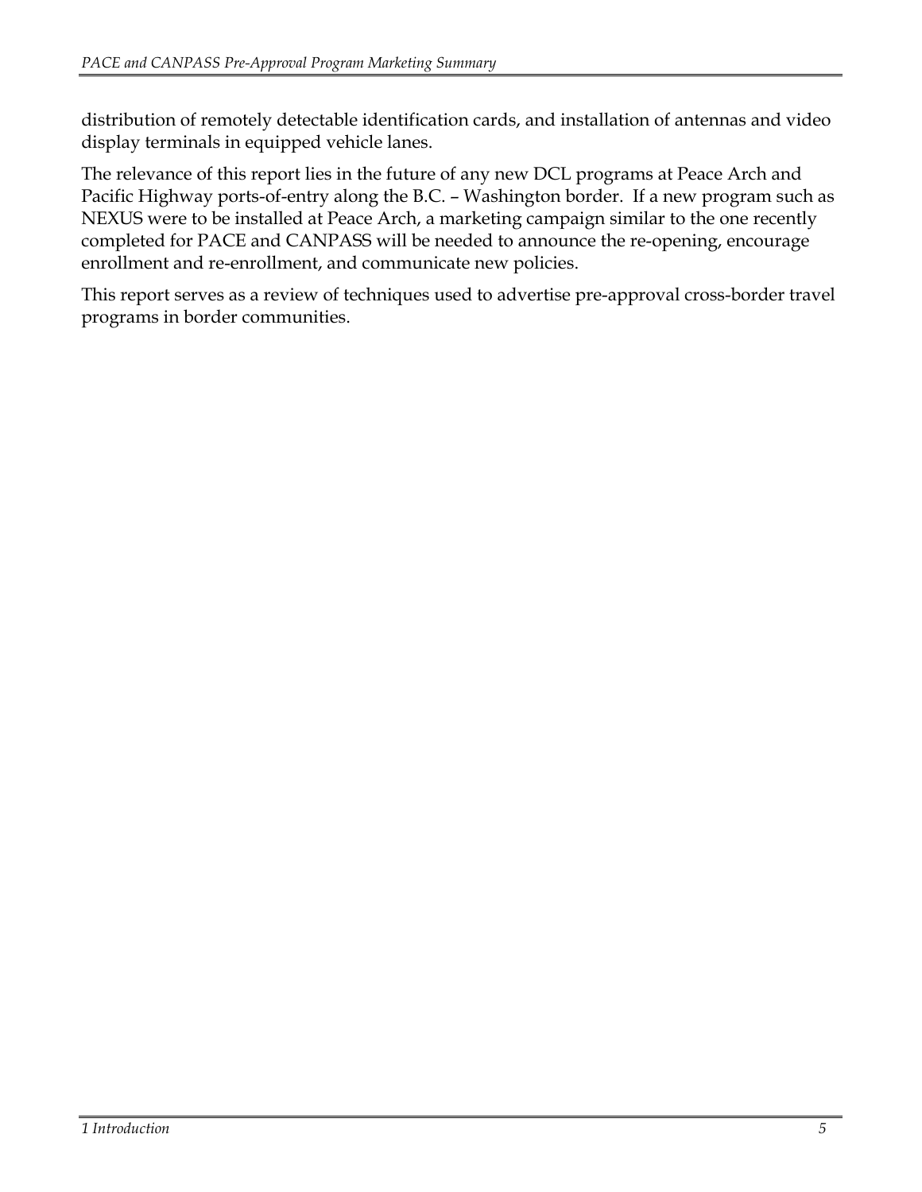distribution of remotely detectable identification cards, and installation of antennas and video display terminals in equipped vehicle lanes.

The relevance of this report lies in the future of any new DCL programs at Peace Arch and Pacific Highway ports-of-entry along the B.C. – Washington border. If a new program such as NEXUS were to be installed at Peace Arch, a marketing campaign similar to the one recently completed for PACE and CANPASS will be needed to announce the re-opening, encourage enrollment and re-enrollment, and communicate new policies.

This report serves as a review of techniques used to advertise pre-approval cross-border travel programs in border communities.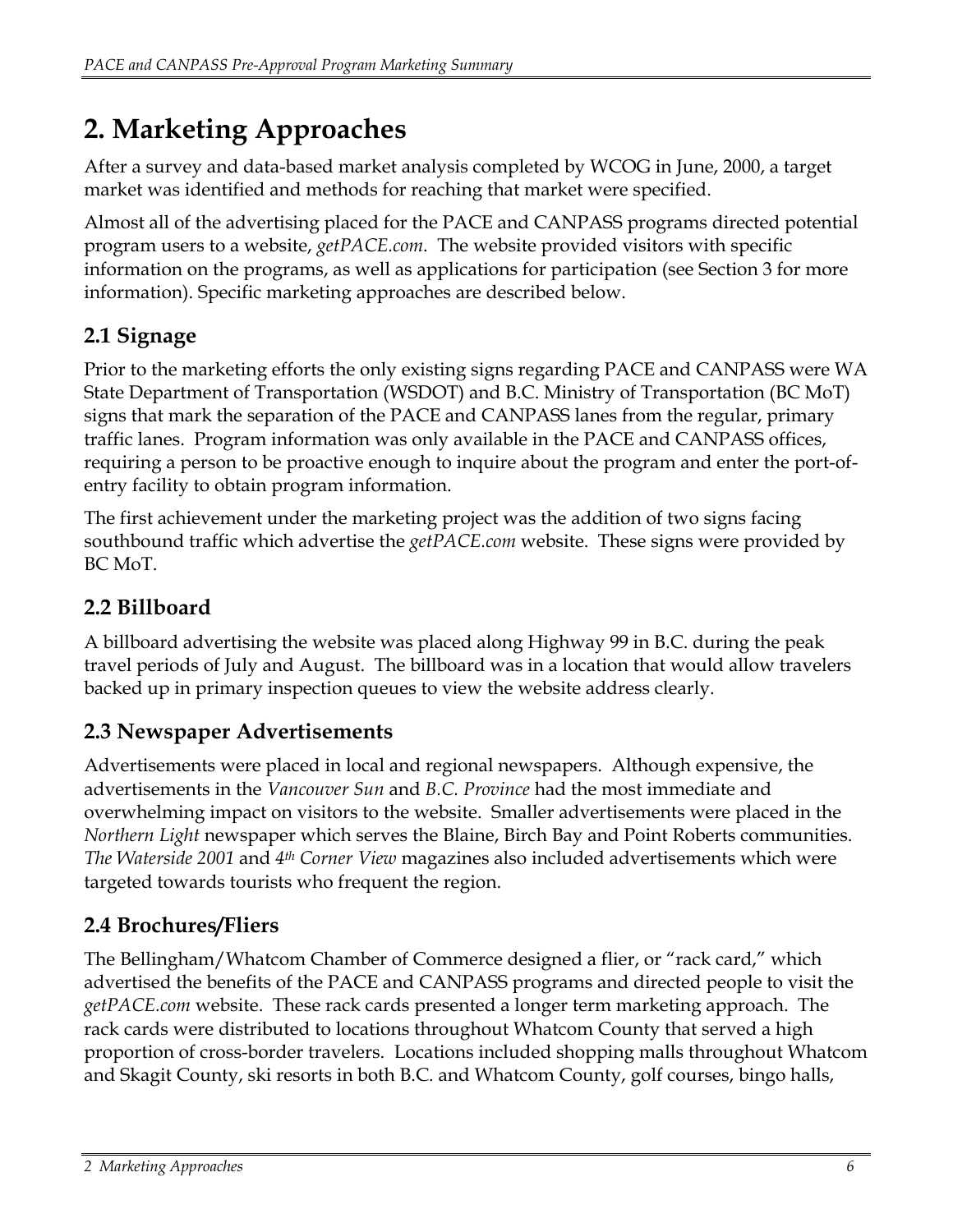# 2. Marketing Approaches

After a survey and data-based market analysis completed by WCOG in June, 2000, a target market was identified and methods for reaching that market were specified.

Almost all of the advertising placed for the PACE and CANPASS programs directed potential program users to a website, *getPACE.com*. The website provided visitors with specific information on the programs, as well as applications for participation (see Section 3 for more information). Specific marketing approaches are described below.

## 2.1 Signage

Prior to the marketing efforts the only existing signs regarding PACE and CANPASS were WA State Department of Transportation (WSDOT) and B.C. Ministry of Transportation (BC MoT) signs that mark the separation of the PACE and CANPASS lanes from the regular, primary traffic lanes. Program information was only available in the PACE and CANPASS offices, requiring a person to be proactive enough to inquire about the program and enter the port-of-entry facility to obtain program information.

The first achievement under the marketing project was the addition of two signs facing southbound traffic which advertise the *getPACE.com* website. These signs were provided by BC MoT.

## 2.2 Billboard

A billboard advertising the website was placed along Highway 99 in B.C. during the peak travel periods of July and August. The billboard was in a location that would allow travelers backed up in primary inspection queues to view the website address clearly.

## 2.3 Newspaper Advertisements

Advertisements were placed in local and regional newspapers. Although expensive, the advertisements in the *Vancouver Sun* and *B.C. Province* had the most immediate and overwhelming impact on visitors to the website. Smaller advertisements were placed in the *Northern Light* newspaper which serves the Blaine, Birch Bay and Point Roberts communities. *The Waterside 2001* and *4th Corner View* magazines also included advertisements which were targeted towards tourists who frequent the region.

## 2.4 Brochures/Fliers

The Bellingham/Whatcom Chamber of Commerce designed a flier, or "rack card," which advertised the benefits of the PACE and CANPASS programs and directed people to visit the *getPACE.com* website. These rack cards presented a longer term marketing approach. The rack cards were distributed to locations throughout Whatcom County that served a high proportion of cross-border travelers. Locations included shopping malls throughout Whatcom and Skagit County, ski resorts in both B.C. and Whatcom County, golf courses, bingo halls,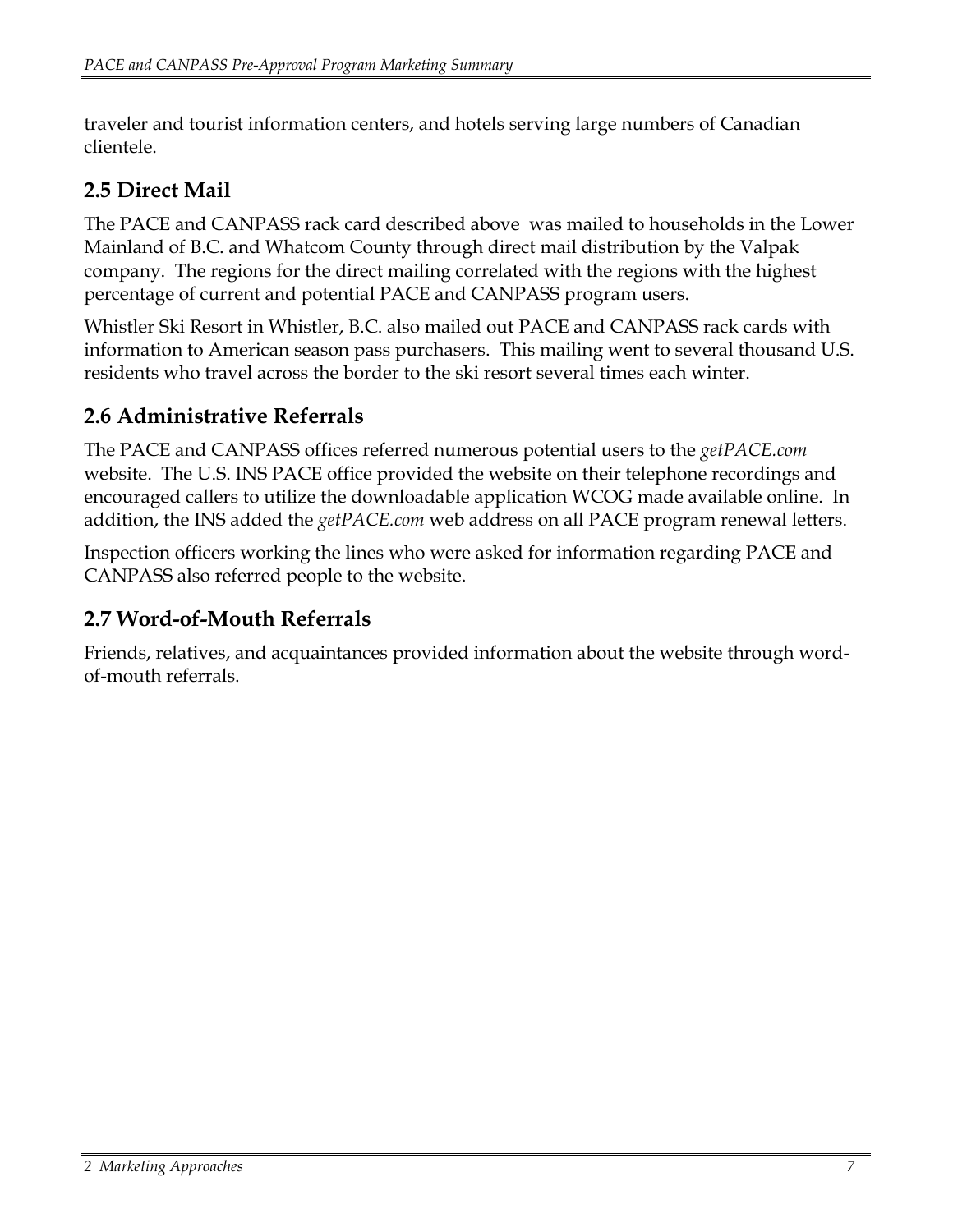traveler and tourist information centers, and hotels serving large numbers of Canadian clientele.

## 2.5 Direct Mail

The PACE and CANPASS rack card described above was mailed to households in the Lower Mainland of B.C. and Whatcom County through direct mail distribution by the Valpak company. The regions for the direct mailing correlated with the regions with the highest percentage of current and potential PACE and CANPASS program users.

Whistler Ski Resort in Whistler, B.C. also mailed out PACE and CANPASS rack cards with information to American season pass purchasers. This mailing went to several thousand U.S. residents who travel across the border to the ski resort several times each winter.

## 2.6 Administrative Referrals

The PACE and CANPASS offices referred numerous potential users to the *getPACE.com* website. The U.S. INS PACE office provided the website on their telephone recordings and encouraged callers to utilize the downloadable application WCOG made available online. In addition, the INS added the *getPACE.com* web address on all PACE program renewal letters.

Inspection officers working the lines who were asked for information regarding PACE and CANPASS also referred people to the website.

## 2.7 Word-of-Mouth Referrals

Friends, relatives, and acquaintances provided information about the website through word-of-mouth referrals.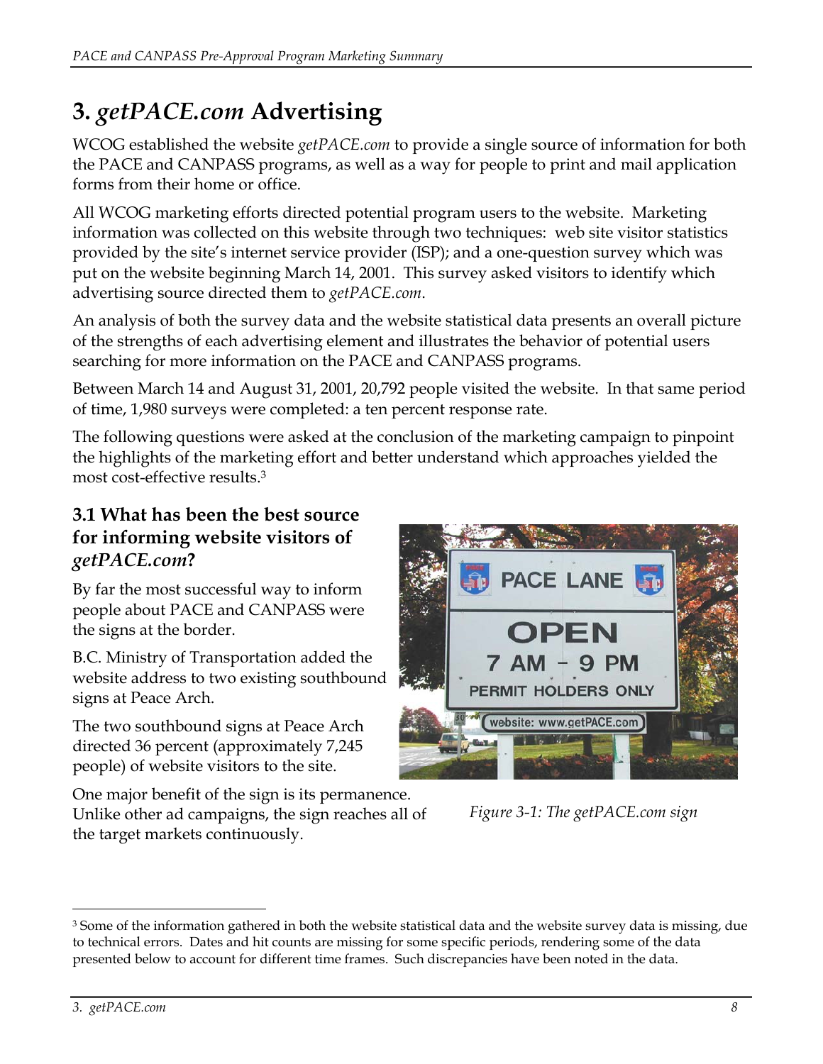# 3. *getPACE.com* Advertising

WCOG established the website *getPACE.com* to provide a single source of information for both the PACE and CANPASS programs, as well as a way for people to print and mail application forms from their home or office.

All WCOG marketing efforts directed potential program users to the website. Marketing information was collected on this website through two techniques: web site visitor statistics provided by the site's internet service provider (ISP); and a one-question survey which was put on the website beginning March 14, 2001. This survey asked visitors to identify which advertising source directed them to *getPACE.com*.

An analysis of both the survey data and the website statistical data presents an overall picture of the strengths of each advertising element and illustrates the behavior of potential users searching for more information on the PACE and CANPASS programs.

Between March 14 and August 31, 2001, 20,792 people visited the website. In that same period of time, 1,980 surveys were completed: a ten percent response rate.

The following questions were asked at the conclusion of the marketing campaign to pinpoint the highlights of the marketing effort and better understand which approaches yielded the most cost-effective results.[3]

## 3.1 What has been the best source for informing website visitors of *getPACE.com*?

By far the most successful way to inform people about PACE and CANPASS were the signs at the border.

B.C. Ministry of Transportation added the website address to two existing southbound signs at Peace Arch.

The two southbound signs at Peace Arch directed 36 percent (approximately 7,245 people) of website visitors to the site.

One major benefit of the sign is its permanence. Unlike other ad campaigns, the sign reaches all of the target markets continuously.

*Figure 3-1: The getPACE.com sign*

---

[3] Some of the information gathered in both the website statistical data and the website survey data is missing, due to technical errors. Dates and hit counts are missing for some specific periods, rendering some of the data presented below to account for different time frames. Such discrepancies have been noted in the data.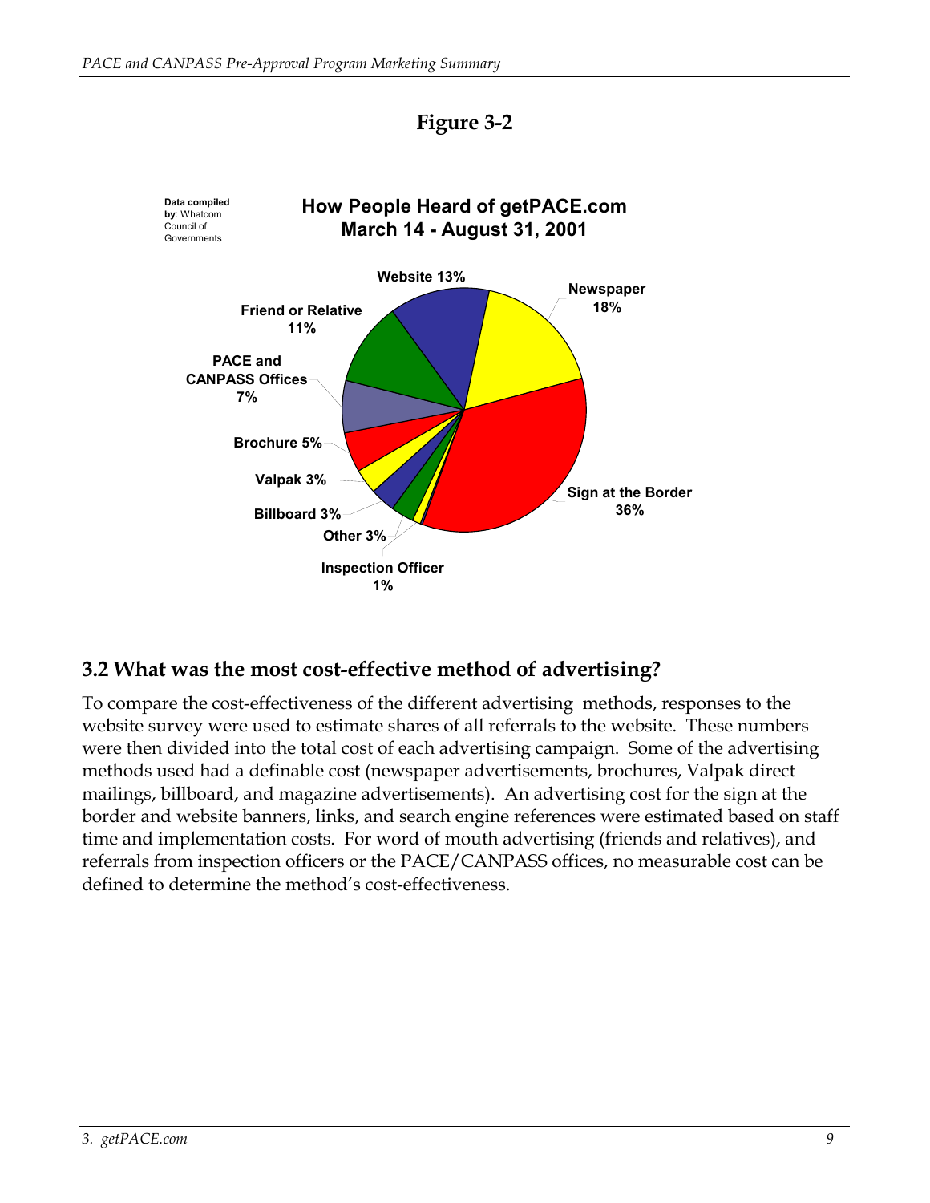**Figure 3-2**

**How People Heard of getPACE.com**
**March 14 - August 31, 2001**

Data compiled by: Whatcom Council of Governments

| Source | Share |
| --- | --- |
| Sign at the Border | 36% |
| Newspaper | 18% |
| Website | 13% |
| Friend or Relative | 11% |
| PACE and CANPASS Offices | 7% |
| Brochure | 5% |
| Valpak | 3% |
| Billboard | 3% |
| Other | 3% |
| Inspection Officer | 1% |

## 3.2 What was the most cost-effective method of advertising?

To compare the cost-effectiveness of the different advertising methods, responses to the website survey were used to estimate shares of all referrals to the website. These numbers were then divided into the total cost of each advertising campaign. Some of the advertising methods used had a definable cost (newspaper advertisements, brochures, Valpak direct mailings, billboard, and magazine advertisements). An advertising cost for the sign at the border and website banners, links, and search engine references were estimated based on staff time and implementation costs. For word of mouth advertising (friends and relatives), and referrals from inspection officers or the PACE/CANPASS offices, no measurable cost can be defined to determine the method's cost-effectiveness.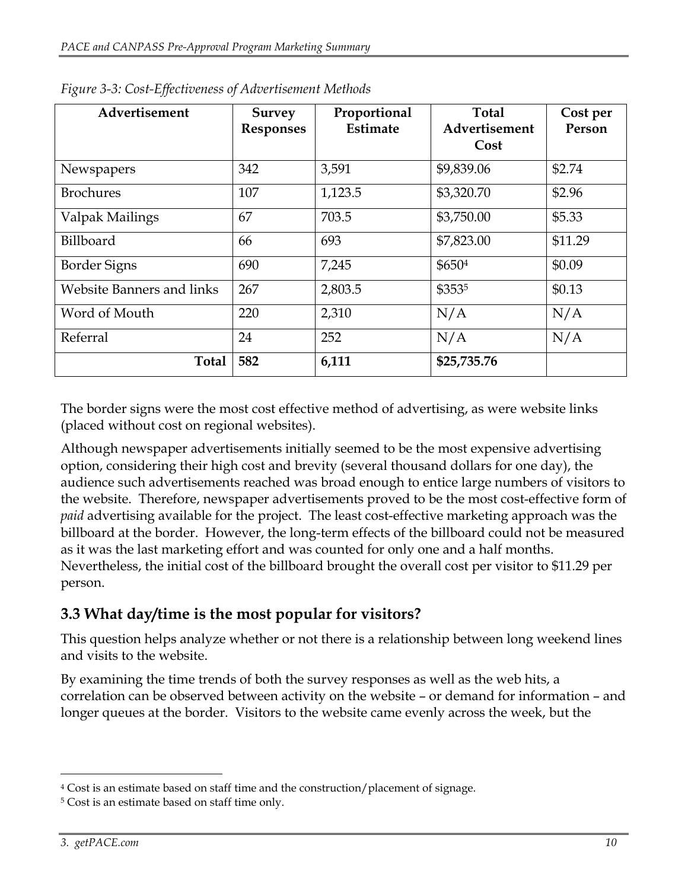*Figure 3-3: Cost-Effectiveness of Advertisement Methods*

| Advertisement | Survey Responses | Proportional Estimate | Total Advertisement Cost | Cost per Person |
|---|---|---|---|---|
| Newspapers | 342 | 3,591 | $9,839.06 | $2.74 |
| Brochures | 107 | 1,123.5 | $3,320.70 | $2.96 |
| Valpak Mailings | 67 | 703.5 | $3,750.00 | $5.33 |
| Billboard | 66 | 693 | $7,823.00 | $11.29 |
| Border Signs | 690 | 7,245 | $650[4] | $0.09 |
| Website Banners and links | 267 | 2,803.5 | $353[5] | $0.13 |
| Word of Mouth | 220 | 2,310 | N/A | N/A |
| Referral | 24 | 252 | N/A | N/A |
| **Total** | **582** | **6,111** | **$25,735.76** | |

The border signs were the most cost effective method of advertising, as were website links (placed without cost on regional websites).

Although newspaper advertisements initially seemed to be the most expensive advertising option, considering their high cost and brevity (several thousand dollars for one day), the audience such advertisements reached was broad enough to entice large numbers of visitors to the website. Therefore, newspaper advertisements proved to be the most cost-effective form of *paid* advertising available for the project. The least cost-effective marketing approach was the billboard at the border. However, the long-term effects of the billboard could not be measured as it was the last marketing effort and was counted for only one and a half months. Nevertheless, the initial cost of the billboard brought the overall cost per visitor to $11.29 per person.

## 3.3 What day/time is the most popular for visitors?

This question helps analyze whether or not there is a relationship between long weekend lines and visits to the website.

By examining the time trends of both the survey responses as well as the web hits, a correlation can be observed between activity on the website – or demand for information – and longer queues at the border. Visitors to the website came evenly across the week, but the

[4] Cost is an estimate based on staff time and the construction/placement of signage.

[5] Cost is an estimate based on staff time only.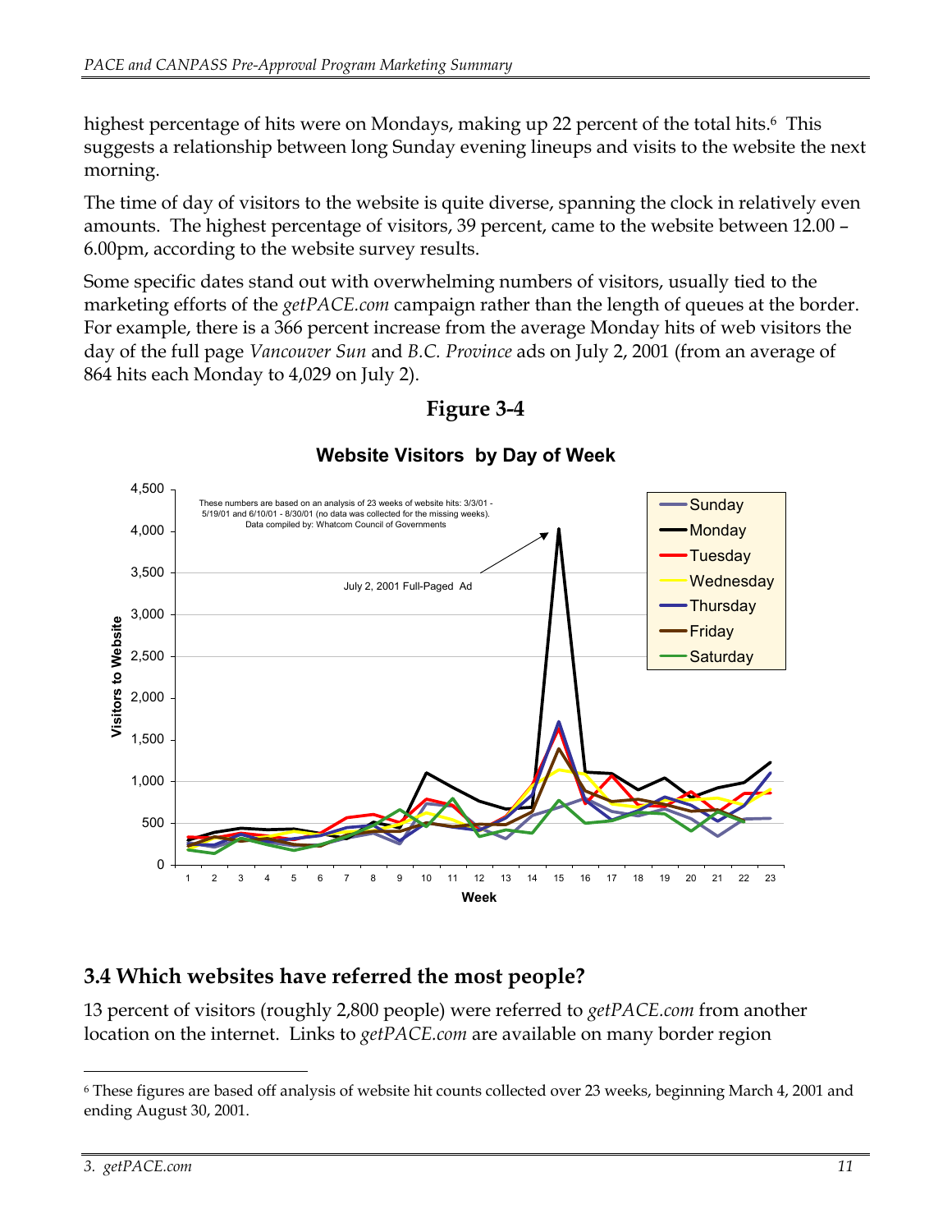highest percentage of hits were on Mondays, making up 22 percent of the total hits.[6] This suggests a relationship between long Sunday evening lineups and visits to the website the next morning.

The time of day of visitors to the website is quite diverse, spanning the clock in relatively even amounts. The highest percentage of visitors, 39 percent, came to the website between 12.00 – 6.00pm, according to the website survey results.

Some specific dates stand out with overwhelming numbers of visitors, usually tied to the marketing efforts of the *getPACE.com* campaign rather than the length of queues at the border. For example, there is a 366 percent increase from the average Monday hits of web visitors the day of the full page *Vancouver Sun* and *B.C. Province* ads on July 2, 2001 (from an average of 864 hits each Monday to 4,029 on July 2).

**Figure 3-4**

**Website Visitors by Day of Week**

These numbers are based on an analysis of 23 weeks of website hits: 3/3/01 - 5/19/01 and 6/10/01 - 8/30/01 (no data was collected for the missing weeks). Data compiled by: Whatcom Council of Governments

July 2, 2001 Full-Paged Ad

## 3.4 Which websites have referred the most people?

13 percent of visitors (roughly 2,800 people) were referred to *getPACE.com* from another location on the internet. Links to *getPACE.com* are available on many border region

---

[6] These figures are based off analysis of website hit counts collected over 23 weeks, beginning March 4, 2001 and ending August 30, 2001.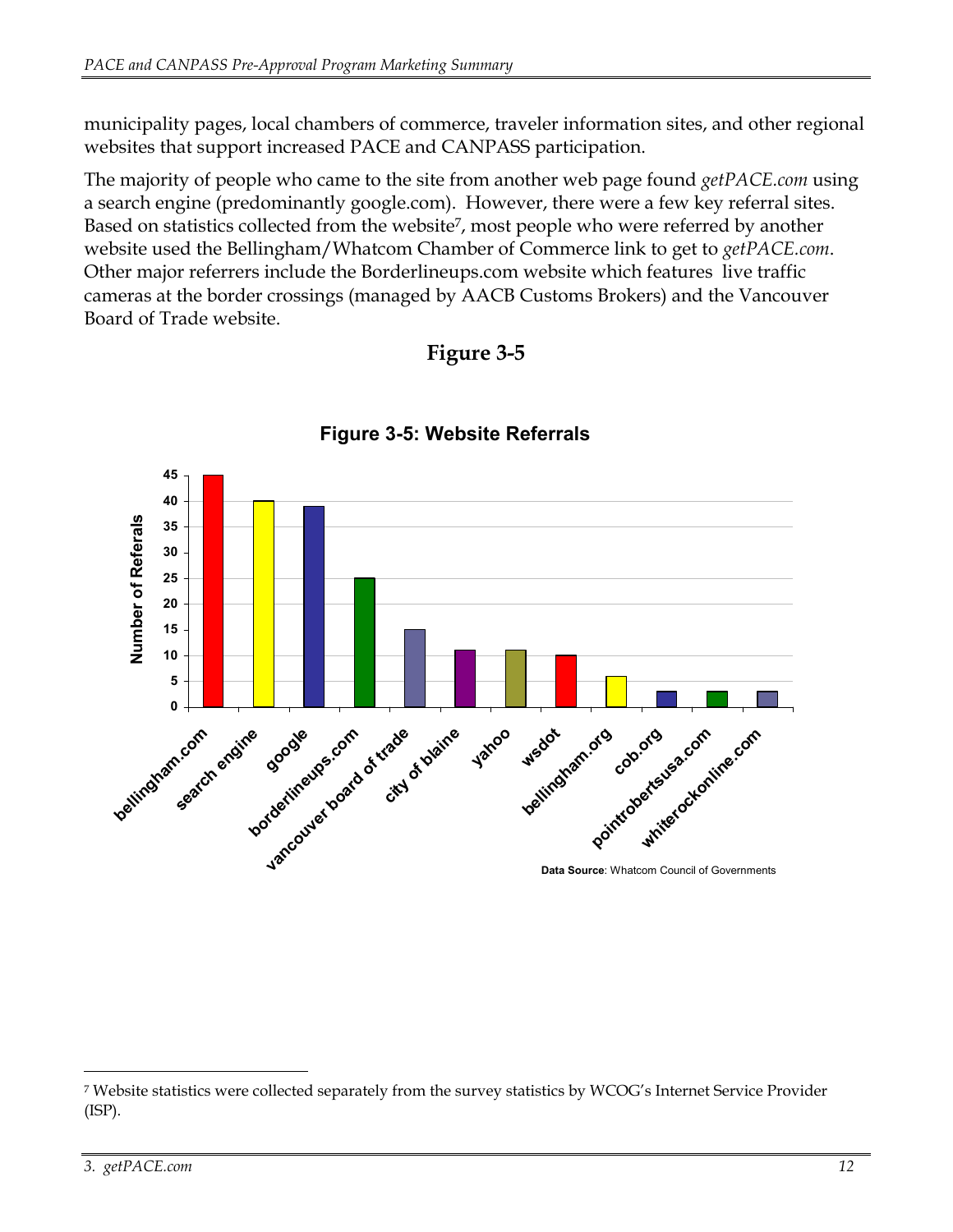municipality pages, local chambers of commerce, traveler information sites, and other regional websites that support increased PACE and CANPASS participation.

The majority of people who came to the site from another web page found *getPACE.com* using a search engine (predominantly google.com). However, there were a few key referral sites. Based on statistics collected from the website[7], most people who were referred by another website used the Bellingham/Whatcom Chamber of Commerce link to get to *getPACE.com*. Other major referrers include the Borderlineups.com website which features live traffic cameras at the border crossings (managed by AACB Customs Brokers) and the Vancouver Board of Trade website.

**Figure 3-5**

**Figure 3-5: Website Referrals**

| Referrer | Number of Referals |
| --- | --- |
| bellingham.com | 45 |
| search engine | 40 |
| google | 39 |
| borderlineups.com | 25 |
| vancouver board of trade | 15 |
| city of blaine | 11 |
| yahoo | 11 |
| wsdot | 10 |
| bellingham.org | 6 |
| cob.org | 3 |
| pointrobertsusa.com | 3 |
| whiterockonline.com | 3 |

**Data Source**: Whatcom Council of Governments

[7] Website statistics were collected separately from the survey statistics by WCOG's Internet Service Provider (ISP).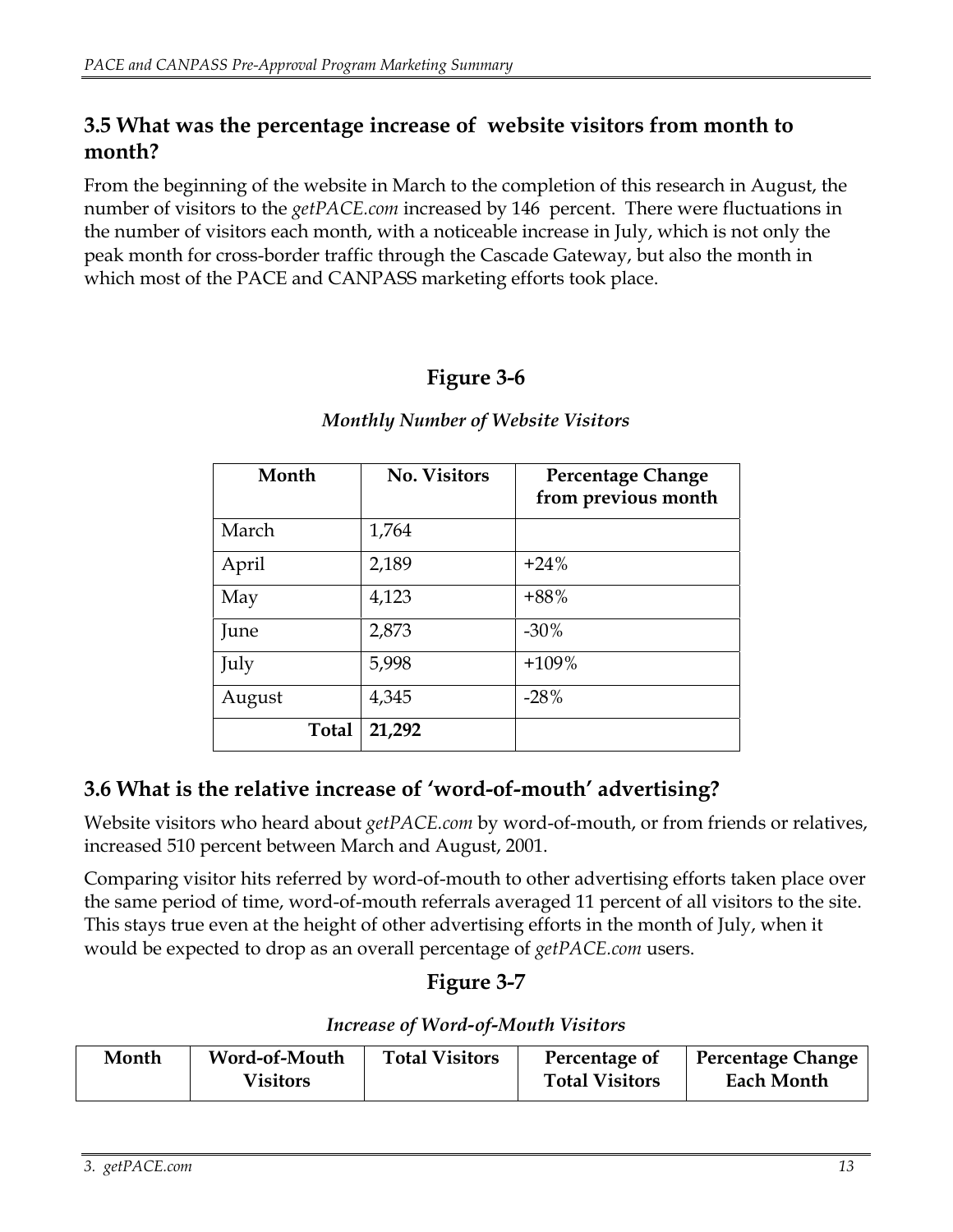## 3.5 What was the percentage increase of  website visitors from month to month?

From the beginning of the website in March to the completion of this research in August, the number of visitors to the *getPACE.com* increased by 146  percent.  There were fluctuations in the number of visitors each month, with a noticeable increase in July, which is not only the peak month for cross-border traffic through the Cascade Gateway, but also the month in which most of the PACE and CANPASS marketing efforts took place.

## Figure 3-6

*Monthly Number of Website Visitors*

| Month | No. Visitors | Percentage Change from previous month |
|---|---|---|
| March | 1,764 | |
| April | 2,189 | +24% |
| May | 4,123 | +88% |
| June | 2,873 | -30% |
| July | 5,998 | +109% |
| August | 4,345 | -28% |
| **Total** | **21,292** | |

## 3.6 What is the relative increase of 'word-of-mouth' advertising?

Website visitors who heard about *getPACE.com* by word-of-mouth, or from friends or relatives, increased 510 percent between March and August, 2001.

Comparing visitor hits referred by word-of-mouth to other advertising efforts taken place over the same period of time, word-of-mouth referrals averaged 11 percent of all visitors to the site. This stays true even at the height of other advertising efforts in the month of July, when it would be expected to drop as an overall percentage of *getPACE.com* users.

## Figure 3-7

*Increase of Word-of-Mouth Visitors*

| Month | Word-of-Mouth Visitors | Total Visitors | Percentage of Total Visitors | Percentage Change Each Month |
|---|---|---|---|---|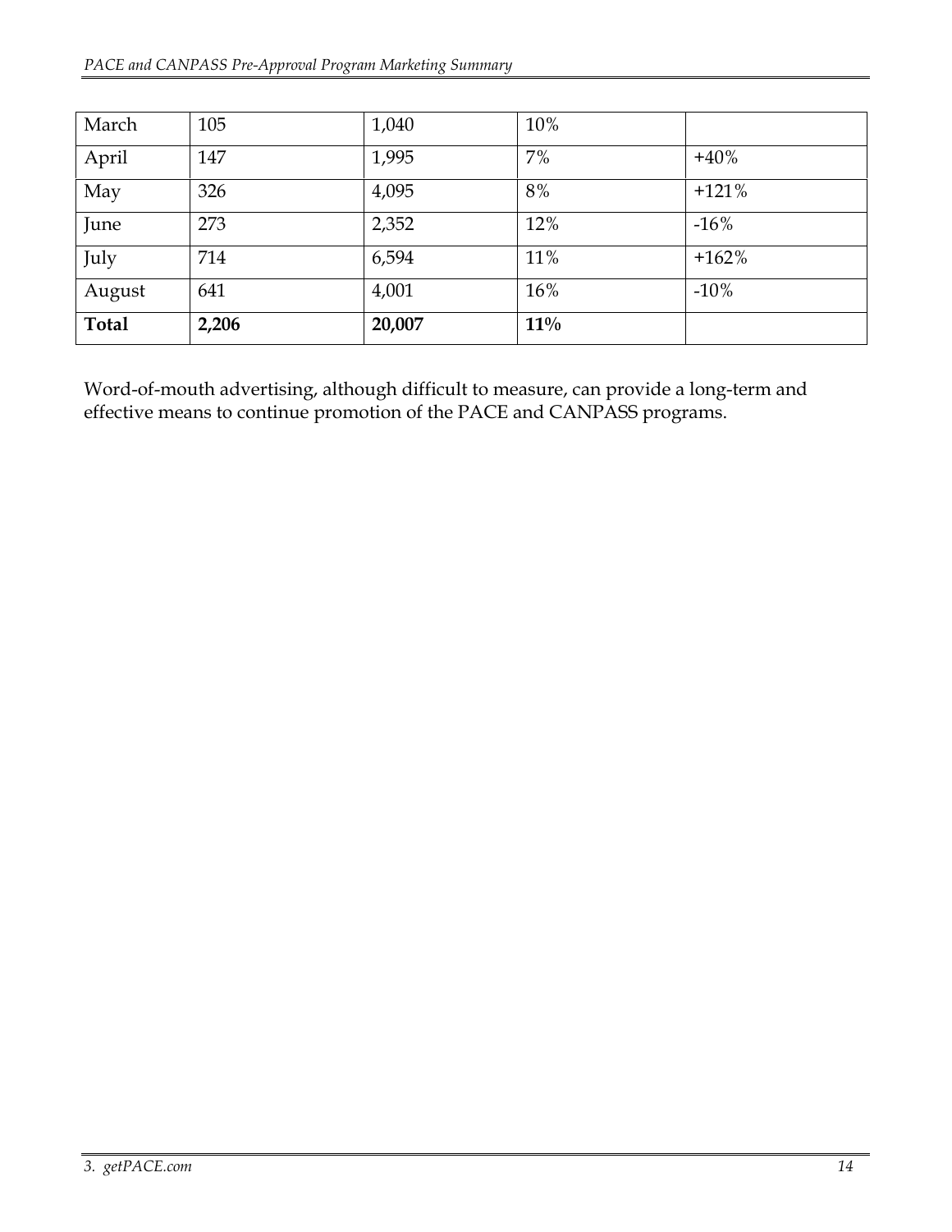| | | | | |
|---|---|---|---|---|
| March | 105 | 1,040 | 10% | |
| April | 147 | 1,995 | 7% | +40% |
| May | 326 | 4,095 | 8% | +121% |
| June | 273 | 2,352 | 12% | -16% |
| July | 714 | 6,594 | 11% | +162% |
| August | 641 | 4,001 | 16% | -10% |
| **Total** | **2,206** | **20,007** | **11%** | |

Word-of-mouth advertising, although difficult to measure, can provide a long-term and effective means to continue promotion of the PACE and CANPASS programs.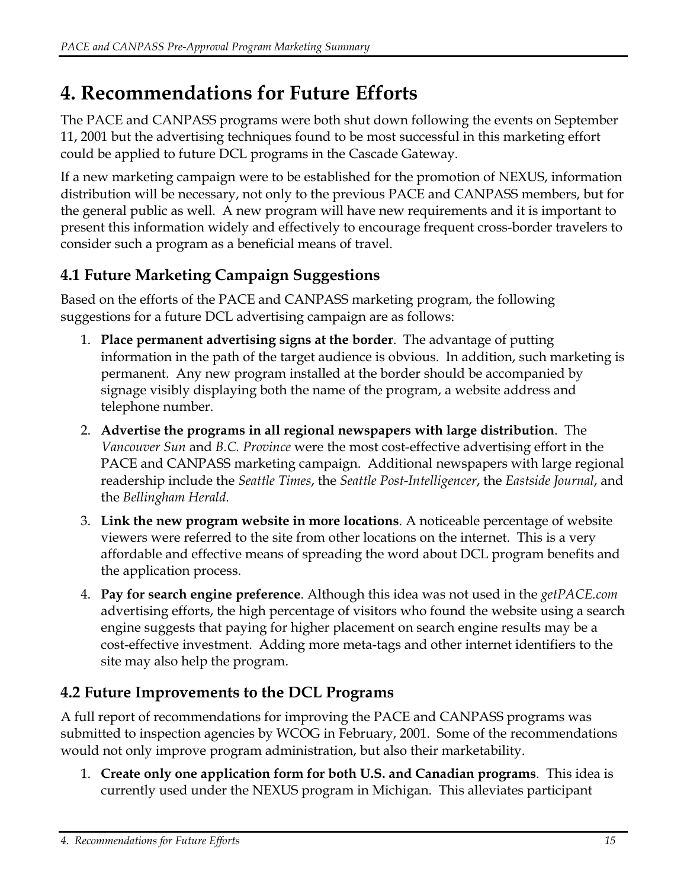# 4. Recommendations for Future Efforts

The PACE and CANPASS programs were both shut down following the events on September 11, 2001 but the advertising techniques found to be most successful in this marketing effort could be applied to future DCL programs in the Cascade Gateway.

If a new marketing campaign were to be established for the promotion of NEXUS, information distribution will be necessary, not only to the previous PACE and CANPASS members, but for the general public as well. A new program will have new requirements and it is important to present this information widely and effectively to encourage frequent cross-border travelers to consider such a program as a beneficial means of travel.

## 4.1 Future Marketing Campaign Suggestions

Based on the efforts of the PACE and CANPASS marketing program, the following suggestions for a future DCL advertising campaign are as follows:

1. **Place permanent advertising signs at the border**. The advantage of putting information in the path of the target audience is obvious. In addition, such marketing is permanent. Any new program installed at the border should be accompanied by signage visibly displaying both the name of the program, a website address and telephone number.
2. **Advertise the programs in all regional newspapers with large distribution**. The *Vancouver Sun* and *B.C. Province* were the most cost-effective advertising effort in the PACE and CANPASS marketing campaign. Additional newspapers with large regional readership include the *Seattle Times*, the *Seattle Post-Intelligencer*, the *Eastside Journal*, and the *Bellingham Herald*.
3. **Link the new program website in more locations**. A noticeable percentage of website viewers were referred to the site from other locations on the internet. This is a very affordable and effective means of spreading the word about DCL program benefits and the application process.
4. **Pay for search engine preference**. Although this idea was not used in the *getPACE.com* advertising efforts, the high percentage of visitors who found the website using a search engine suggests that paying for higher placement on search engine results may be a cost-effective investment. Adding more meta-tags and other internet identifiers to the site may also help the program.

## 4.2 Future Improvements to the DCL Programs

A full report of recommendations for improving the PACE and CANPASS programs was submitted to inspection agencies by WCOG in February, 2001. Some of the recommendations would not only improve program administration, but also their marketability.

1. **Create only one application form for both U.S. and Canadian programs**. This idea is currently used under the NEXUS program in Michigan. This alleviates participant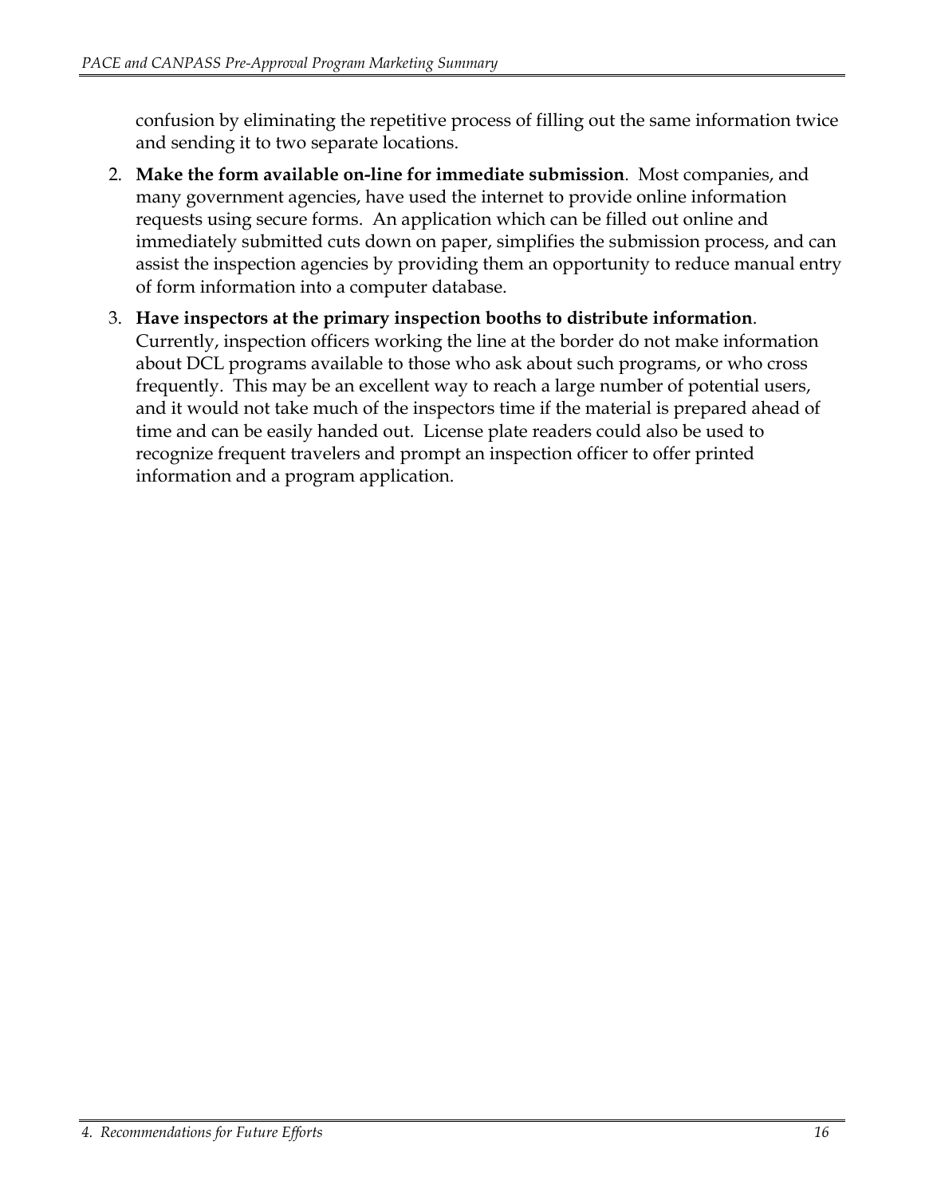confusion by eliminating the repetitive process of filling out the same information twice and sending it to two separate locations.

2. **Make the form available on-line for immediate submission**. Most companies, and many government agencies, have used the internet to provide online information requests using secure forms. An application which can be filled out online and immediately submitted cuts down on paper, simplifies the submission process, and can assist the inspection agencies by providing them an opportunity to reduce manual entry of form information into a computer database.

3. **Have inspectors at the primary inspection booths to distribute information**. Currently, inspection officers working the line at the border do not make information about DCL programs available to those who ask about such programs, or who cross frequently. This may be an excellent way to reach a large number of potential users, and it would not take much of the inspectors time if the material is prepared ahead of time and can be easily handed out. License plate readers could also be used to recognize frequent travelers and prompt an inspection officer to offer printed information and a program application.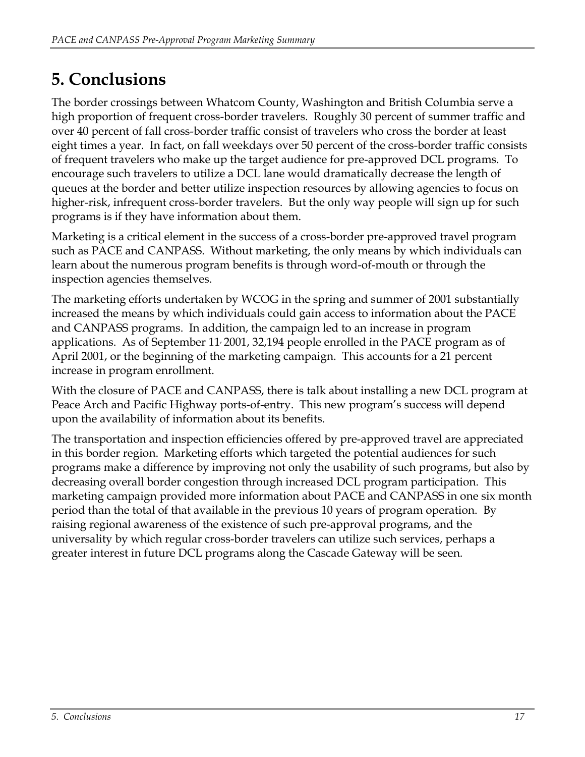# 5. Conclusions

The border crossings between Whatcom County, Washington and British Columbia serve a high proportion of frequent cross-border travelers. Roughly 30 percent of summer traffic and over 40 percent of fall cross-border traffic consist of travelers who cross the border at least eight times a year. In fact, on fall weekdays over 50 percent of the cross-border traffic consists of frequent travelers who make up the target audience for pre-approved DCL programs. To encourage such travelers to utilize a DCL lane would dramatically decrease the length of queues at the border and better utilize inspection resources by allowing agencies to focus on higher-risk, infrequent cross-border travelers. But the only way people will sign up for such programs is if they have information about them.

Marketing is a critical element in the success of a cross-border pre-approved travel program such as PACE and CANPASS. Without marketing, the only means by which individuals can learn about the numerous program benefits is through word-of-mouth or through the inspection agencies themselves.

The marketing efforts undertaken by WCOG in the spring and summer of 2001 substantially increased the means by which individuals could gain access to information about the PACE and CANPASS programs. In addition, the campaign led to an increase in program applications. As of September 11, 2001, 32,194 people enrolled in the PACE program as of April 2001, or the beginning of the marketing campaign. This accounts for a 21 percent increase in program enrollment.

With the closure of PACE and CANPASS, there is talk about installing a new DCL program at Peace Arch and Pacific Highway ports-of-entry. This new program's success will depend upon the availability of information about its benefits.

The transportation and inspection efficiencies offered by pre-approved travel are appreciated in this border region. Marketing efforts which targeted the potential audiences for such programs make a difference by improving not only the usability of such programs, but also by decreasing overall border congestion through increased DCL program participation. This marketing campaign provided more information about PACE and CANPASS in one six month period than the total of that available in the previous 10 years of program operation. By raising regional awareness of the existence of such pre-approval programs, and the universality by which regular cross-border travelers can utilize such services, perhaps a greater interest in future DCL programs along the Cascade Gateway will be seen.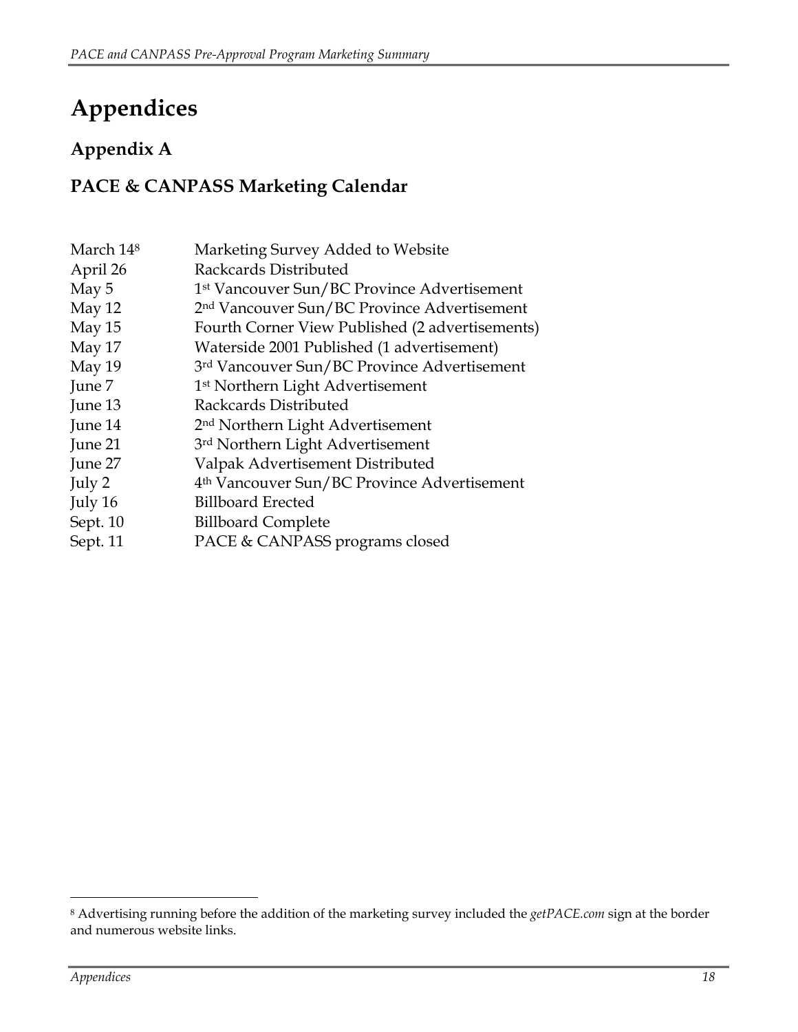# Appendices

## Appendix A

## PACE & CANPASS Marketing Calendar

| | |
|---|---|
| March 14[8] | Marketing Survey Added to Website |
| April 26 | Rackcards Distributed |
| May 5 | 1st Vancouver Sun/BC Province Advertisement |
| May 12 | 2nd Vancouver Sun/BC Province Advertisement |
| May 15 | Fourth Corner View Published (2 advertisements) |
| May 17 | Waterside 2001 Published (1 advertisement) |
| May 19 | 3rd Vancouver Sun/BC Province Advertisement |
| June 7 | 1st Northern Light Advertisement |
| June 13 | Rackcards Distributed |
| June 14 | 2nd Northern Light Advertisement |
| June 21 | 3rd Northern Light Advertisement |
| June 27 | Valpak Advertisement Distributed |
| July 2 | 4th Vancouver Sun/BC Province Advertisement |
| July 16 | Billboard Erected |
| Sept. 10 | Billboard Complete |
| Sept. 11 | PACE & CANPASS programs closed |

[8] Advertising running before the addition of the marketing survey included the *getPACE.com* sign at the border and numerous website links.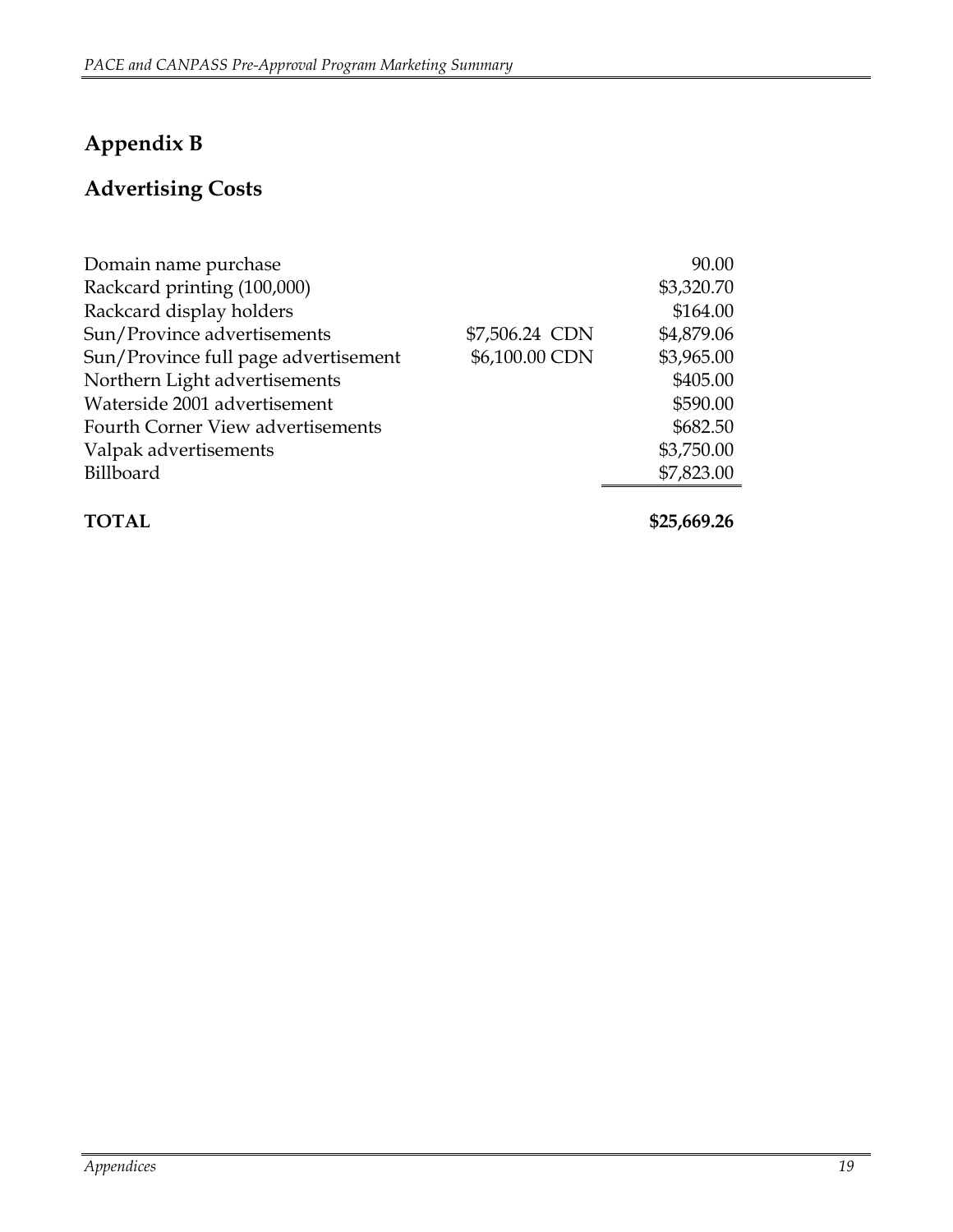# Appendix B

## Advertising Costs

| Item | CDN | Amount |
|---|---|---|
| Domain name purchase | | 90.00 |
| Rackcard printing (100,000) | | $3,320.70 |
| Rackcard display holders | | $164.00 |
| Sun/Province advertisements | $7,506.24 CDN | $4,879.06 |
| Sun/Province full page advertisement | $6,100.00 CDN | $3,965.00 |
| Northern Light advertisements | | $405.00 |
| Waterside 2001 advertisement | | $590.00 |
| Fourth Corner View advertisements | | $682.50 |
| Valpak advertisements | | $3,750.00 |
| Billboard | | $7,823.00 |
| **TOTAL** | | **$25,669.26** |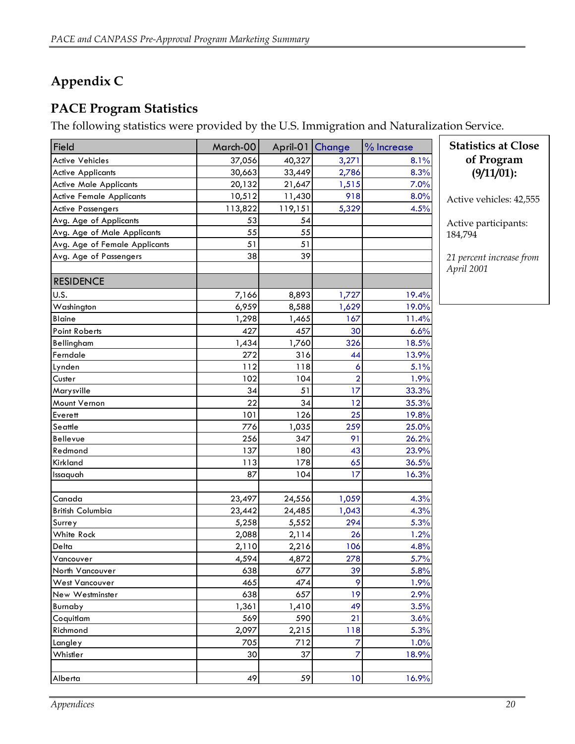## Appendix C

## PACE Program Statistics

The following statistics were provided by the U.S. Immigration and Naturalization Service.

| Field | March-00 | April-01 | Change | % Increase |
|---|---|---|---|---|
| Active Vehicles | 37,056 | 40,327 | 3,271 | 8.1% |
| Active Applicants | 30,663 | 33,449 | 2,786 | 8.3% |
| Active Male Applicants | 20,132 | 21,647 | 1,515 | 7.0% |
| Active Female Applicants | 10,512 | 11,430 | 918 | 8.0% |
| Active Passengers | 113,822 | 119,151 | 5,329 | 4.5% |
| Avg. Age of Applicants | 53 | 54 | | |
| Avg. Age of Male Applicants | 55 | 55 | | |
| Avg. Age of Female Applicants | 51 | 51 | | |
| Avg. Age of Passengers | 38 | 39 | | |
| | | | | |
| RESIDENCE | | | | |
| U.S. | 7,166 | 8,893 | 1,727 | 19.4% |
| Washington | 6,959 | 8,588 | 1,629 | 19.0% |
| Blaine | 1,298 | 1,465 | 167 | 11.4% |
| Point Roberts | 427 | 457 | 30 | 6.6% |
| Bellingham | 1,434 | 1,760 | 326 | 18.5% |
| Ferndale | 272 | 316 | 44 | 13.9% |
| Lynden | 112 | 118 | 6 | 5.1% |
| Custer | 102 | 104 | 2 | 1.9% |
| Marysville | 34 | 51 | 17 | 33.3% |
| Mount Vernon | 22 | 34 | 12 | 35.3% |
| Everett | 101 | 126 | 25 | 19.8% |
| Seattle | 776 | 1,035 | 259 | 25.0% |
| Bellevue | 256 | 347 | 91 | 26.2% |
| Redmond | 137 | 180 | 43 | 23.9% |
| Kirkland | 113 | 178 | 65 | 36.5% |
| Issaquah | 87 | 104 | 17 | 16.3% |
| | | | | |
| Canada | 23,497 | 24,556 | 1,059 | 4.3% |
| British Columbia | 23,442 | 24,485 | 1,043 | 4.3% |
| Surrey | 5,258 | 5,552 | 294 | 5.3% |
| White Rock | 2,088 | 2,114 | 26 | 1.2% |
| Delta | 2,110 | 2,216 | 106 | 4.8% |
| Vancouver | 4,594 | 4,872 | 278 | 5.7% |
| North Vancouver | 638 | 677 | 39 | 5.8% |
| West Vancouver | 465 | 474 | 9 | 1.9% |
| New Westminster | 638 | 657 | 19 | 2.9% |
| Burnaby | 1,361 | 1,410 | 49 | 3.5% |
| Coquitlam | 569 | 590 | 21 | 3.6% |
| Richmond | 2,097 | 2,215 | 118 | 5.3% |
| Langley | 705 | 712 | 7 | 1.0% |
| Whistler | 30 | 37 | 7 | 18.9% |
| | | | | |
| Alberta | 49 | 59 | 10 | 16.9% |

**Statistics at Close of Program (9/11/01):**

Active vehicles: 42,555

Active participants: 184,794

*21 percent increase from April 2001*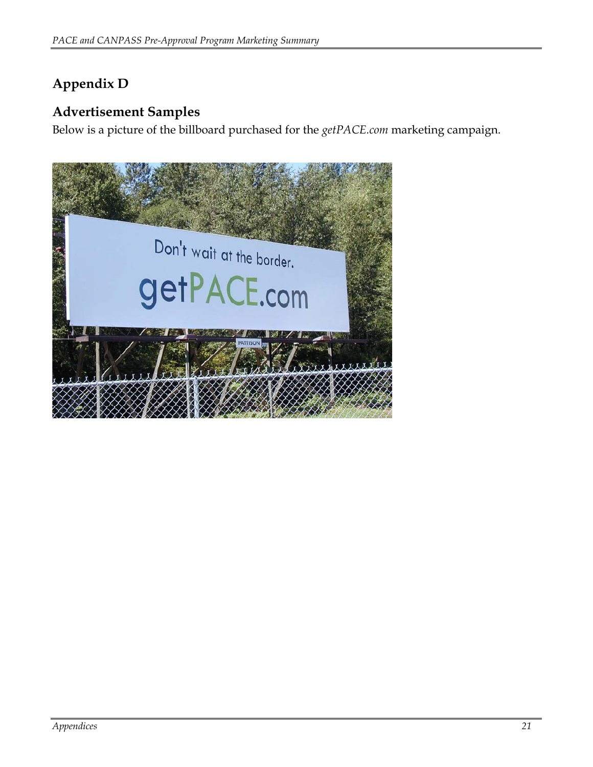## Appendix D

### Advertisement Samples

Below is a picture of the billboard purchased for the *getPACE.com* marketing campaign.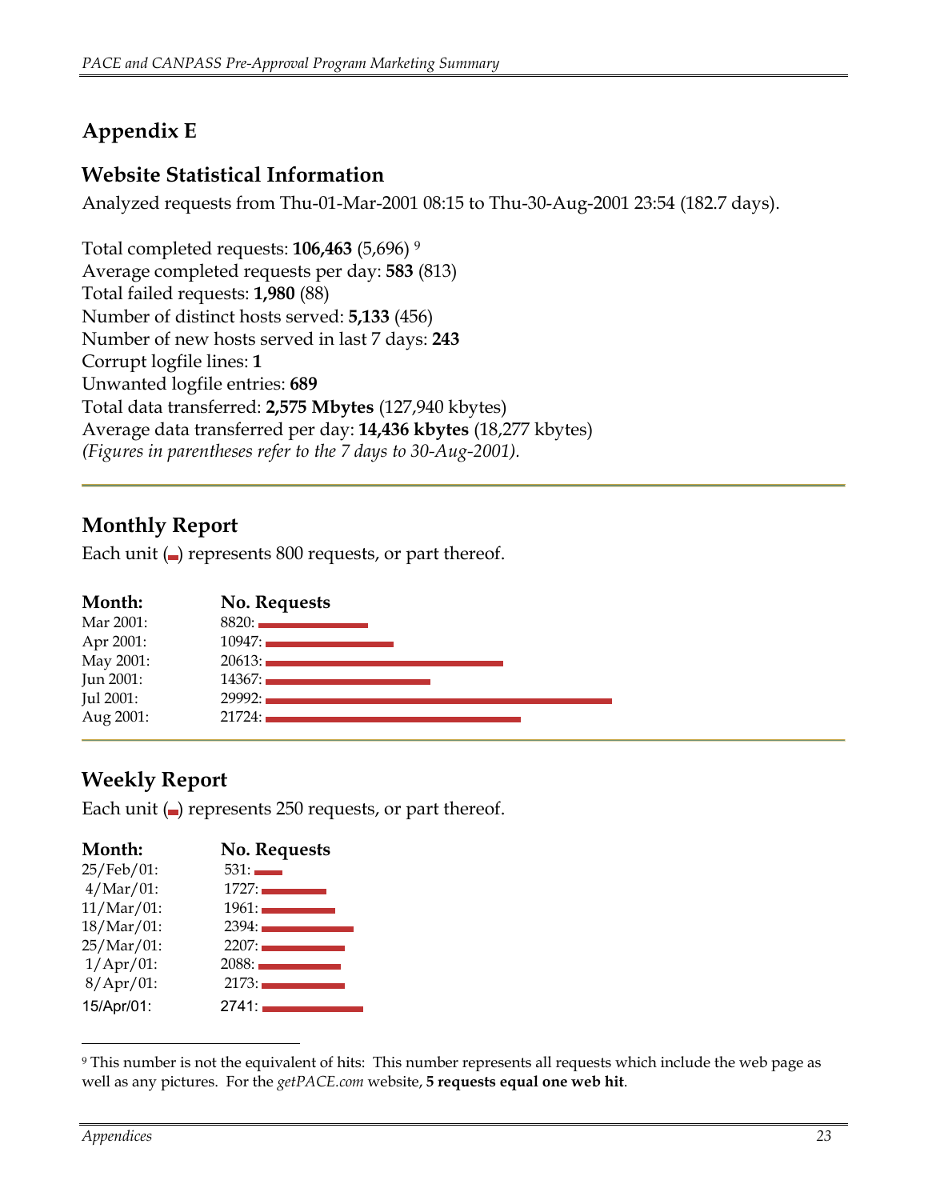## Appendix E

### Website Statistical Information

Analyzed requests from Thu-01-Mar-2001 08:15 to Thu-30-Aug-2001 23:54 (182.7 days).

Total completed requests: **106,463** (5,696) [9]
Average completed requests per day: **583** (813)
Total failed requests: **1,980** (88)
Number of distinct hosts served: **5,133** (456)
Number of new hosts served in last 7 days: **243**
Corrupt logfile lines: **1**
Unwanted logfile entries: **689**
Total data transferred: **2,575 Mbytes** (127,940 kbytes)
Average data transferred per day: **14,436 kbytes** (18,277 kbytes)
*(Figures in parentheses refer to the 7 days to 30-Aug-2001).*

---

### Monthly Report

Each unit (▬) represents 800 requests, or part thereof.

| Month: | No. Requests |
|---|---|
| Mar 2001: | 8820: ▬▬▬▬▬▬▬▬▬▬▬▬ |
| Apr 2001: | 10947: ▬▬▬▬▬▬▬▬▬▬▬▬▬▬ |
| May 2001: | 20613: ▬▬▬▬▬▬▬▬▬▬▬▬▬▬▬▬▬▬▬▬▬▬▬▬▬▬ |
| Jun 2001: | 14367: ▬▬▬▬▬▬▬▬▬▬▬▬▬▬▬▬▬▬ |
| Jul 2001: | 29992: ▬▬▬▬▬▬▬▬▬▬▬▬▬▬▬▬▬▬▬▬▬▬▬▬▬▬▬▬▬▬▬▬▬▬▬▬▬▬ |
| Aug 2001: | 21724: ▬▬▬▬▬▬▬▬▬▬▬▬▬▬▬▬▬▬▬▬▬▬▬▬▬▬▬▬ |

---

### Weekly Report

Each unit (▬) represents 250 requests, or part thereof.

| Month: | No. Requests |
|---|---|
| 25/Feb/01: | 531: ▬▬▬ |
| 4/Mar/01: | 1727: ▬▬▬▬▬▬▬ |
| 11/Mar/01: | 1961: ▬▬▬▬▬▬▬▬ |
| 18/Mar/01: | 2394: ▬▬▬▬▬▬▬▬▬▬ |
| 25/Mar/01: | 2207: ▬▬▬▬▬▬▬▬▬ |
| 1/Apr/01: | 2088: ▬▬▬▬▬▬▬▬▬ |
| 8/Apr/01: | 2173: ▬▬▬▬▬▬▬▬▬ |
| 15/Apr/01: | 2741: ▬▬▬▬▬▬▬▬▬▬▬ |

---

[9] This number is not the equivalent of hits: This number represents all requests which include the web page as well as any pictures. For the *getPACE.com* website, **5 requests equal one web hit**.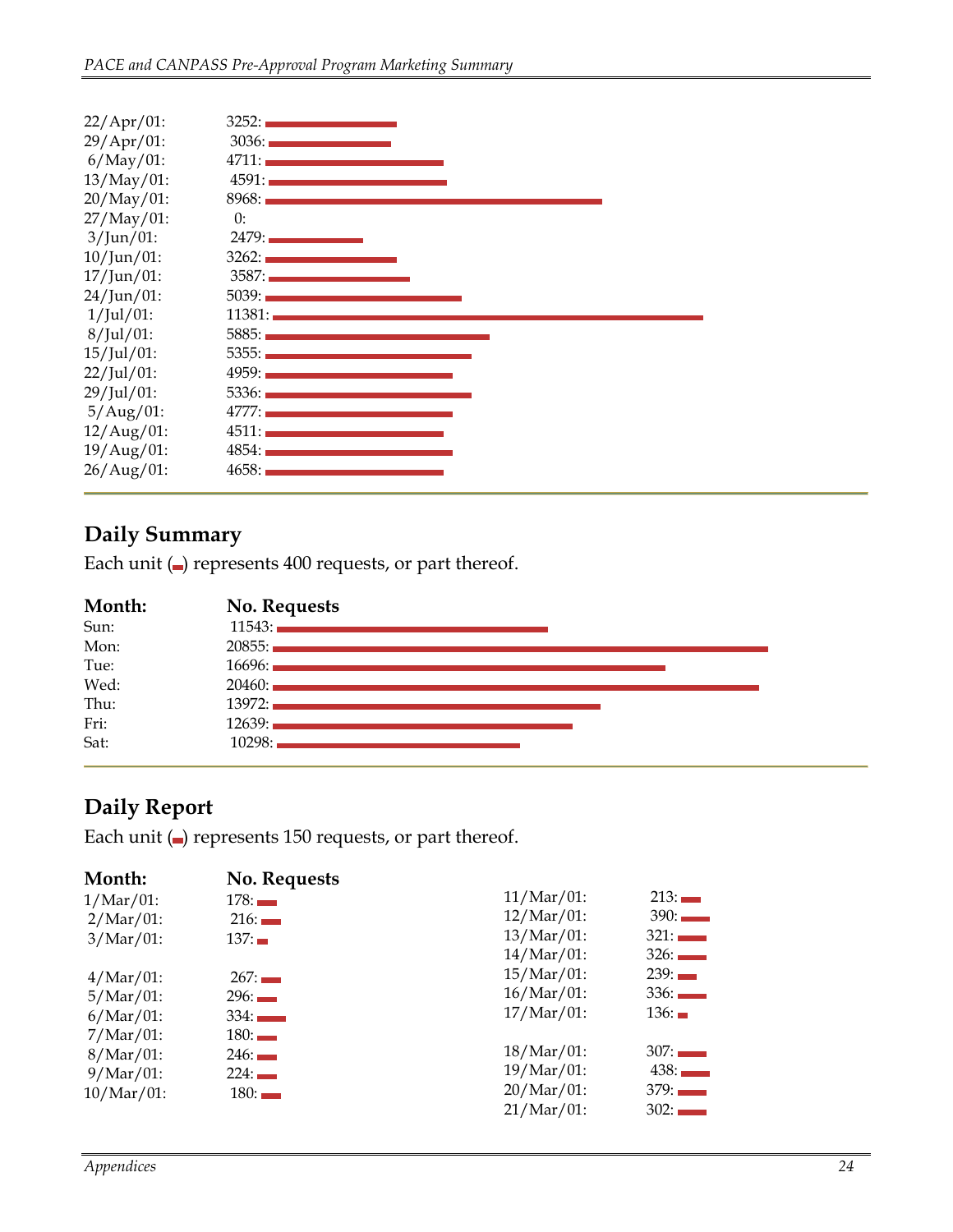| | |
|---|---|
| 22/Apr/01: | 3252: |
| 29/Apr/01: | 3036: |
| 6/May/01: | 4711: |
| 13/May/01: | 4591: |
| 20/May/01: | 8968: |
| 27/May/01: | 0: |
| 3/Jun/01: | 2479: |
| 10/Jun/01: | 3262: |
| 17/Jun/01: | 3587: |
| 24/Jun/01: | 5039: |
| 1/Jul/01: | 11381: |
| 8/Jul/01: | 5885: |
| 15/Jul/01: | 5355: |
| 22/Jul/01: | 4959: |
| 29/Jul/01: | 5336: |
| 5/Aug/01: | 4777: |
| 12/Aug/01: | 4511: |
| 19/Aug/01: | 4854: |
| 26/Aug/01: | 4658: |

## Daily Summary

Each unit (▬) represents 400 requests, or part thereof.

| Month: | No. Requests |
|---|---|
| Sun: | 11543: |
| Mon: | 20855: |
| Tue: | 16696: |
| Wed: | 20460: |
| Thu: | 13972: |
| Fri: | 12639: |
| Sat: | 10298: |

## Daily Report

Each unit (▬) represents 150 requests, or part thereof.

| Month: | No. Requests |
|---|---|
| 1/Mar/01: | 178: |
| 2/Mar/01: | 216: |
| 3/Mar/01: | 137: |
| 4/Mar/01: | 267: |
| 5/Mar/01: | 296: |
| 6/Mar/01: | 334: |
| 7/Mar/01: | 180: |
| 8/Mar/01: | 246: |
| 9/Mar/01: | 224: |
| 10/Mar/01: | 180: |
| 11/Mar/01: | 213: |
| 12/Mar/01: | 390: |
| 13/Mar/01: | 321: |
| 14/Mar/01: | 326: |
| 15/Mar/01: | 239: |
| 16/Mar/01: | 336: |
| 17/Mar/01: | 136: |
| 18/Mar/01: | 307: |
| 19/Mar/01: | 438: |
| 20/Mar/01: | 379: |
| 21/Mar/01: | 302: |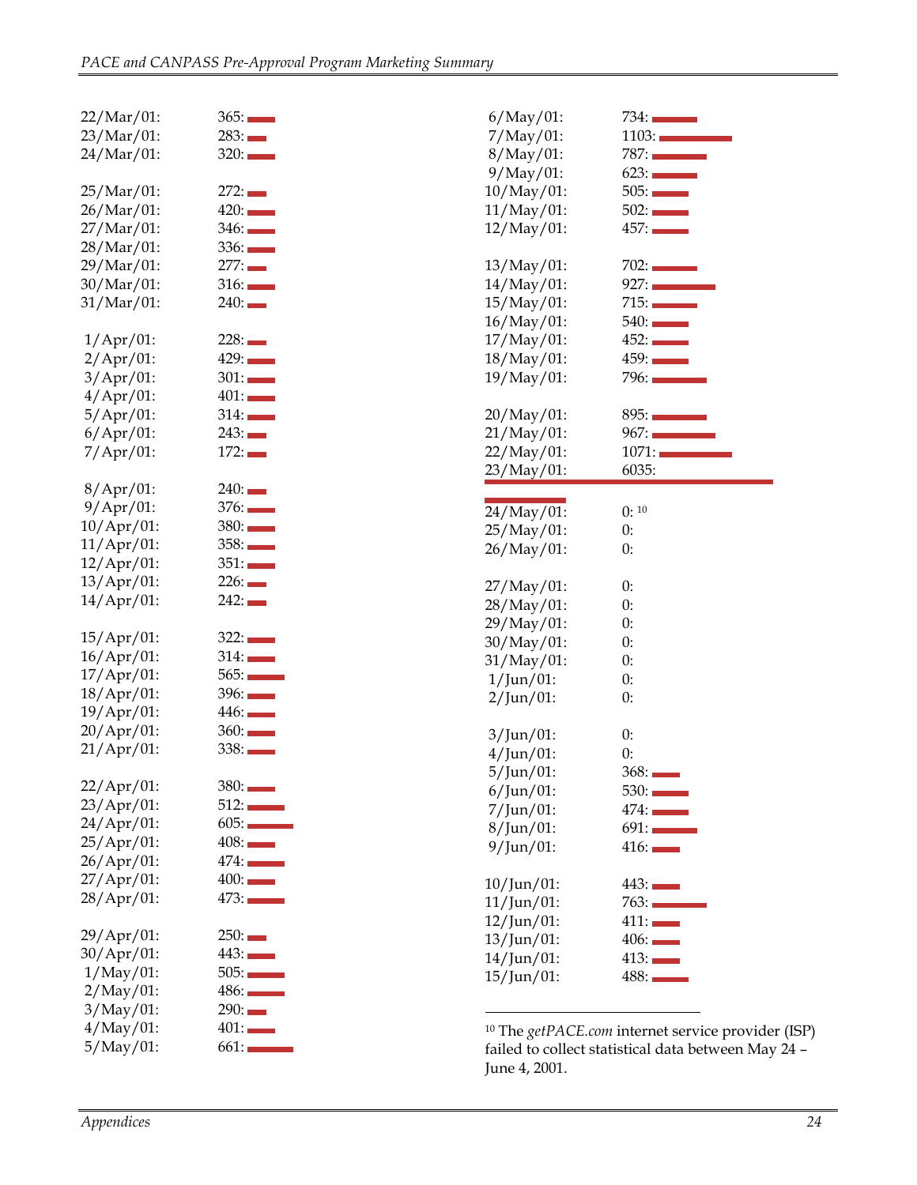| Date | Count |
|---|---|
| 22/Mar/01: | 365 |
| 23/Mar/01: | 283 |
| 24/Mar/01: | 320 |
| 25/Mar/01: | 272 |
| 26/Mar/01: | 420 |
| 27/Mar/01: | 346 |
| 28/Mar/01: | 336 |
| 29/Mar/01: | 277 |
| 30/Mar/01: | 316 |
| 31/Mar/01: | 240 |
| 1/Apr/01: | 228 |
| 2/Apr/01: | 429 |
| 3/Apr/01: | 301 |
| 4/Apr/01: | 401 |
| 5/Apr/01: | 314 |
| 6/Apr/01: | 243 |
| 7/Apr/01: | 172 |
| 8/Apr/01: | 240 |
| 9/Apr/01: | 376 |
| 10/Apr/01: | 380 |
| 11/Apr/01: | 358 |
| 12/Apr/01: | 351 |
| 13/Apr/01: | 226 |
| 14/Apr/01: | 242 |
| 15/Apr/01: | 322 |
| 16/Apr/01: | 314 |
| 17/Apr/01: | 565 |
| 18/Apr/01: | 396 |
| 19/Apr/01: | 446 |
| 20/Apr/01: | 360 |
| 21/Apr/01: | 338 |
| 22/Apr/01: | 380 |
| 23/Apr/01: | 512 |
| 24/Apr/01: | 605 |
| 25/Apr/01: | 408 |
| 26/Apr/01: | 474 |
| 27/Apr/01: | 400 |
| 28/Apr/01: | 473 |
| 29/Apr/01: | 250 |
| 30/Apr/01: | 443 |
| 1/May/01: | 505 |
| 2/May/01: | 486 |
| 3/May/01: | 290 |
| 4/May/01: | 401 |
| 5/May/01: | 661 |
| 6/May/01: | 734 |
| 7/May/01: | 1103 |
| 8/May/01: | 787 |
| 9/May/01: | 623 |
| 10/May/01: | 505 |
| 11/May/01: | 502 |
| 12/May/01: | 457 |
| 13/May/01: | 702 |
| 14/May/01: | 927 |
| 15/May/01: | 715 |
| 16/May/01: | 540 |
| 17/May/01: | 452 |
| 18/May/01: | 459 |
| 19/May/01: | 796 |
| 20/May/01: | 895 |
| 21/May/01: | 967 |
| 22/May/01: | 1071 |
| 23/May/01: | 6035 |
| 24/May/01: | 0 [10] |
| 25/May/01: | 0 |
| 26/May/01: | 0 |
| 27/May/01: | 0 |
| 28/May/01: | 0 |
| 29/May/01: | 0 |
| 30/May/01: | 0 |
| 31/May/01: | 0 |
| 1/Jun/01: | 0 |
| 2/Jun/01: | 0 |
| 3/Jun/01: | 0 |
| 4/Jun/01: | 0 |
| 5/Jun/01: | 368 |
| 6/Jun/01: | 530 |
| 7/Jun/01: | 474 |
| 8/Jun/01: | 691 |
| 9/Jun/01: | 416 |
| 10/Jun/01: | 443 |
| 11/Jun/01: | 763 |
| 12/Jun/01: | 411 |
| 13/Jun/01: | 406 |
| 14/Jun/01: | 413 |
| 15/Jun/01: | 488 |

[10] The *getPACE.com* internet service provider (ISP) failed to collect statistical data between May 24 – June 4, 2001.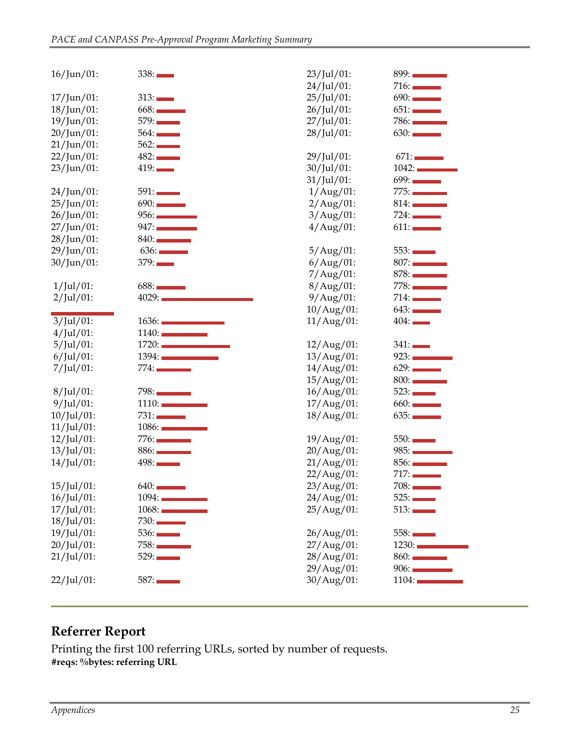16/Jun/01: 338:
17/Jun/01: 313:
18/Jun/01: 668:
19/Jun/01: 579:
20/Jun/01: 564:
21/Jun/01: 562:
22/Jun/01: 482:
23/Jun/01: 419:

24/Jun/01: 591:
25/Jun/01: 690:
26/Jun/01: 956:
27/Jun/01: 947:
28/Jun/01: 840:
29/Jun/01: 636:
30/Jun/01: 379:

1/Jul/01: 688:
2/Jul/01: 4029:

3/Jul/01: 1636:
4/Jul/01: 1140:
5/Jul/01: 1720:
6/Jul/01: 1394:
7/Jul/01: 774:

8/Jul/01: 798:
9/Jul/01: 1110:
10/Jul/01: 731:
11/Jul/01: 1086:
12/Jul/01: 776:
13/Jul/01: 886:
14/Jul/01: 498:

15/Jul/01: 640:
16/Jul/01: 1094:
17/Jul/01: 1068:
18/Jul/01: 730:
19/Jul/01: 536:
20/Jul/01: 758:
21/Jul/01: 529:

22/Jul/01: 587:
23/Jul/01: 899:
24/Jul/01: 716:
25/Jul/01: 690:
26/Jul/01: 651:
27/Jul/01: 786:
28/Jul/01: 630:

29/Jul/01: 671:
30/Jul/01: 1042:
31/Jul/01: 699:
1/Aug/01: 775:
2/Aug/01: 814:
3/Aug/01: 724:
4/Aug/01: 611:

5/Aug/01: 553:
6/Aug/01: 807:
7/Aug/01: 878:
8/Aug/01: 778:
9/Aug/01: 714:
10/Aug/01: 643:
11/Aug/01: 404:

12/Aug/01: 341:
13/Aug/01: 923:
14/Aug/01: 629:
15/Aug/01: 800:
16/Aug/01: 523:
17/Aug/01: 660:
18/Aug/01: 635:

19/Aug/01: 550:
20/Aug/01: 985:
21/Aug/01: 856:
22/Aug/01: 717:
23/Aug/01: 708:
24/Aug/01: 525:
25/Aug/01: 513:

26/Aug/01: 558:
27/Aug/01: 1230:
28/Aug/01: 860:
29/Aug/01: 906:
30/Aug/01: 1104:

## Referrer Report

Printing the first 100 referring URLs, sorted by number of requests.

**#reqs: %bytes: referring URL**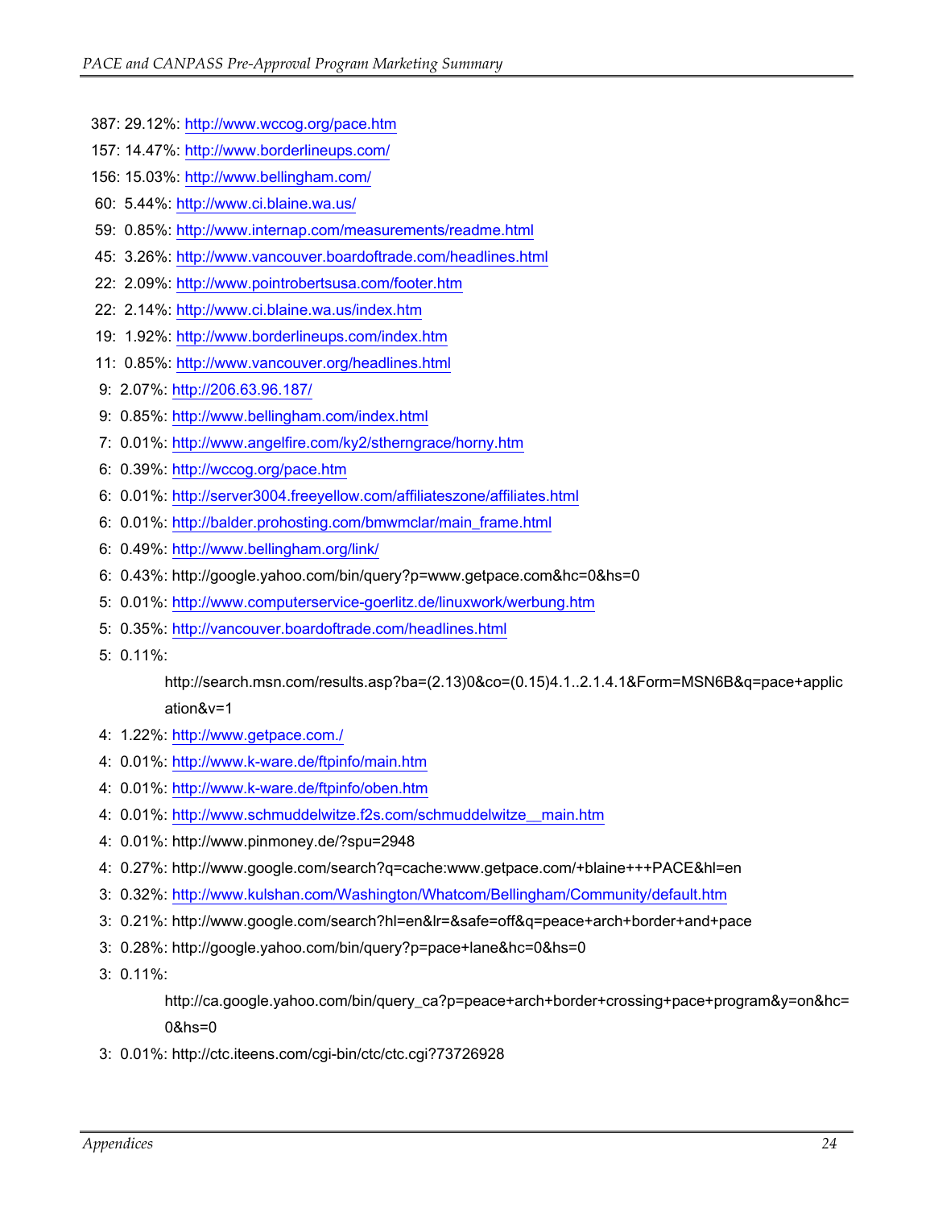387: 29.12%: http://www.wccog.org/pace.htm

157: 14.47%: http://www.borderlineups.com/

156: 15.03%: http://www.bellingham.com/

60: 5.44%: http://www.ci.blaine.wa.us/

59: 0.85%: http://www.internap.com/measurements/readme.html

45: 3.26%: http://www.vancouver.boardoftrade.com/headlines.html

22: 2.09%: http://www.pointrobertsusa.com/footer.htm

22: 2.14%: http://www.ci.blaine.wa.us/index.htm

19: 1.92%: http://www.borderlineups.com/index.htm

11: 0.85%: http://www.vancouver.org/headlines.html

9: 2.07%: http://206.63.96.187/

9: 0.85%: http://www.bellingham.com/index.html

7: 0.01%: http://www.angelfire.com/ky2/stherngrace/horny.htm

6: 0.39%: http://wccog.org/pace.htm

6: 0.01%: http://server3004.freeyellow.com/affiliateszone/affiliates.html

6: 0.01%: http://balder.prohosting.com/bmwmclar/main_frame.html

6: 0.49%: http://www.bellingham.org/link/

6: 0.43%: http://google.yahoo.com/bin/query?p=www.getpace.com&hc=0&hs=0

5: 0.01%: http://www.computerservice-goerlitz.de/linuxwork/werbung.htm

5: 0.35%: http://vancouver.boardoftrade.com/headlines.html

5: 0.11%:

http://search.msn.com/results.asp?ba=(2.13)0&co=(0.15)4.1..2.1.4.1&Form=MSN6B&q=pace+application&v=1

4: 1.22%: http://www.getpace.com./

4: 0.01%: http://www.k-ware.de/ftpinfo/main.htm

4: 0.01%: http://www.k-ware.de/ftpinfo/oben.htm

4: 0.01%: http://www.schmuddelwitze.f2s.com/schmuddelwitze__main.htm

4: 0.01%: http://www.pinmoney.de/?spu=2948

4: 0.27%: http://www.google.com/search?q=cache:www.getpace.com/+blaine+++PACE&hl=en

3: 0.32%: http://www.kulshan.com/Washington/Whatcom/Bellingham/Community/default.htm

3: 0.21%: http://www.google.com/search?hl=en&lr=&safe=off&q=peace+arch+border+and+pace

3: 0.28%: http://google.yahoo.com/bin/query?p=pace+lane&hc=0&hs=0

3: 0.11%:

http://ca.google.yahoo.com/bin/query_ca?p=peace+arch+border+crossing+pace+program&y=on&hc=0&hs=0

3: 0.01%: http://ctc.iteens.com/cgi-bin/ctc/ctc.cgi?73726928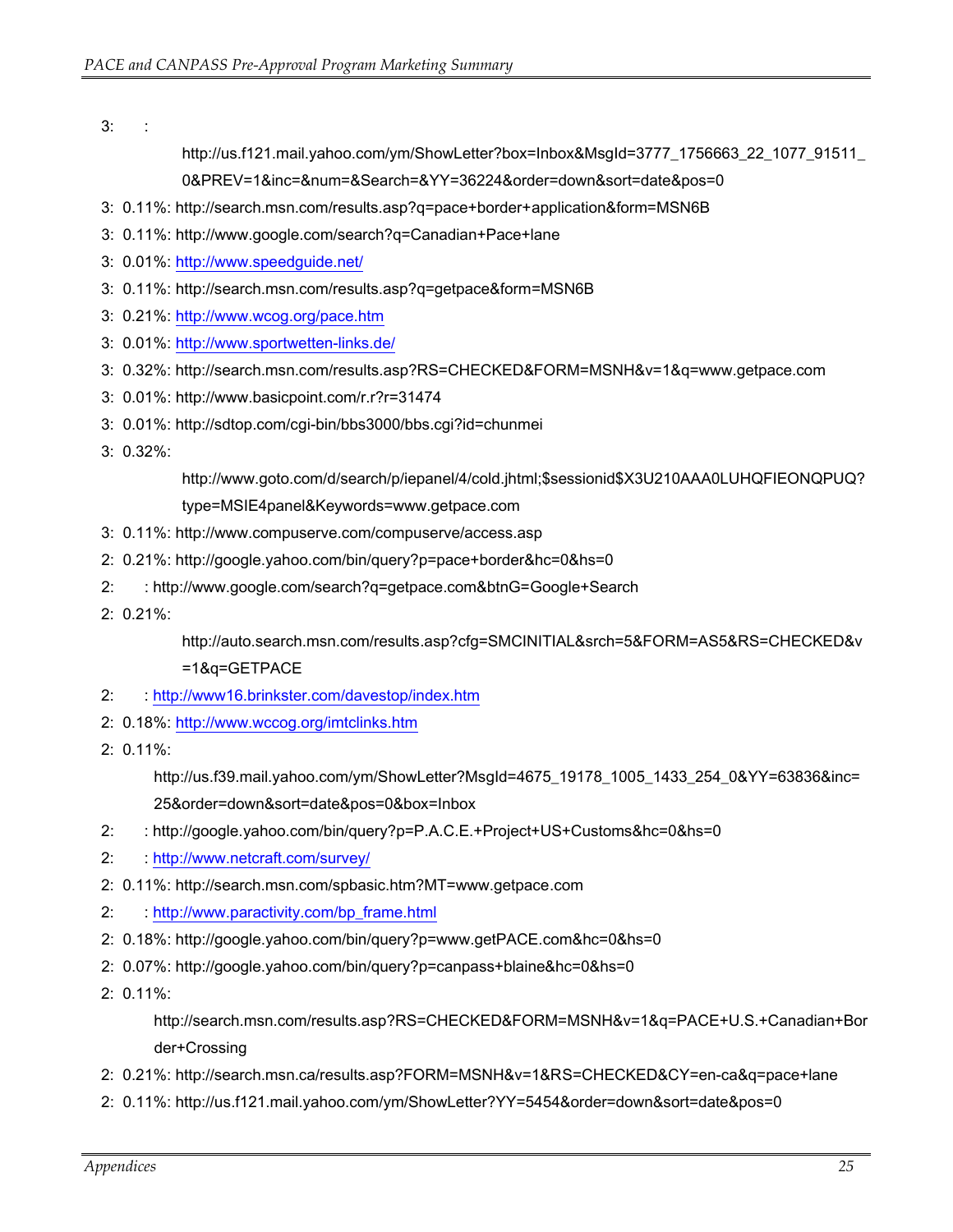3: :

http://us.f121.mail.yahoo.com/ym/ShowLetter?box=Inbox&MsgId=3777_1756663_22_1077_91511_0&PREV=1&inc=&num=&Search=&YY=36224&order=down&sort=date&pos=0

3: 0.11%: http://search.msn.com/results.asp?q=pace+border+application&form=MSN6B

3: 0.11%: http://www.google.com/search?q=Canadian+Pace+lane

3: 0.01%: http://www.speedguide.net/

3: 0.11%: http://search.msn.com/results.asp?q=getpace&form=MSN6B

3: 0.21%: http://www.wcog.org/pace.htm

3: 0.01%: http://www.sportwetten-links.de/

3: 0.32%: http://search.msn.com/results.asp?RS=CHECKED&FORM=MSNH&v=1&q=www.getpace.com

3: 0.01%: http://www.basicpoint.com/r.r?r=31474

3: 0.01%: http://sdtop.com/cgi-bin/bbs3000/bbs.cgi?id=chunmei

3: 0.32%:

http://www.goto.com/d/search/p/iepanel/4/cold.jhtml;$sessionid$X3U210AAA0LUHQFIEONQPUQ?type=MSIE4panel&Keywords=www.getpace.com

3: 0.11%: http://www.compuserve.com/compuserve/access.asp

2: 0.21%: http://google.yahoo.com/bin/query?p=pace+border&hc=0&hs=0

2: : http://www.google.com/search?q=getpace.com&btnG=Google+Search

2: 0.21%:

http://auto.search.msn.com/results.asp?cfg=SMCINITIAL&srch=5&FORM=AS5&RS=CHECKED&v=1&q=GETPACE

2: : http://www16.brinkster.com/davestop/index.htm

2: 0.18%: http://www.wccog.org/imtclinks.htm

2: 0.11%:

http://us.f39.mail.yahoo.com/ym/ShowLetter?MsgId=4675_19178_1005_1433_254_0&YY=63836&inc=25&order=down&sort=date&pos=0&box=Inbox

2: : http://google.yahoo.com/bin/query?p=P.A.C.E.+Project+US+Customs&hc=0&hs=0

2: : http://www.netcraft.com/survey/

2: 0.11%: http://search.msn.com/spbasic.htm?MT=www.getpace.com

2: : http://www.paractivity.com/bp_frame.html

2: 0.18%: http://google.yahoo.com/bin/query?p=www.getPACE.com&hc=0&hs=0

2: 0.07%: http://google.yahoo.com/bin/query?p=canpass+blaine&hc=0&hs=0

2: 0.11%:

http://search.msn.com/results.asp?RS=CHECKED&FORM=MSNH&v=1&q=PACE+U.S.+Canadian+Border+Crossing

2: 0.21%: http://search.msn.ca/results.asp?FORM=MSNH&v=1&RS=CHECKED&CY=en-ca&q=pace+lane

2: 0.11%: http://us.f121.mail.yahoo.com/ym/ShowLetter?YY=5454&order=down&sort=date&pos=0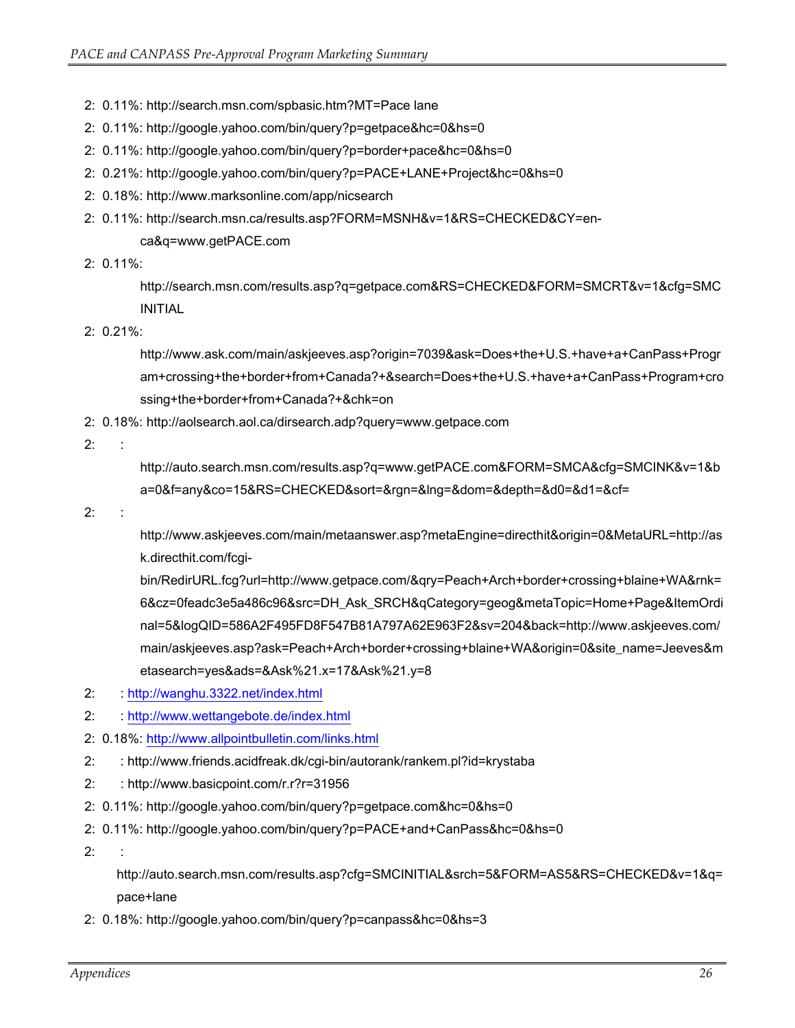- 2: 0.11%: http://search.msn.com/spbasic.htm?MT=Pace lane
- 2: 0.11%: http://google.yahoo.com/bin/query?p=getpace&hc=0&hs=0
- 2: 0.11%: http://google.yahoo.com/bin/query?p=border+pace&hc=0&hs=0
- 2: 0.21%: http://google.yahoo.com/bin/query?p=PACE+LANE+Project&hc=0&hs=0
- 2: 0.18%: http://www.marksonline.com/app/nicsearch
- 2: 0.11%: http://search.msn.ca/results.asp?FORM=MSNH&v=1&RS=CHECKED&CY=en-ca&q=www.getPACE.com
- 2: 0.11%: http://search.msn.com/results.asp?q=getpace.com&RS=CHECKED&FORM=SMCRT&v=1&cfg=SMCINITIAL
- 2: 0.21%: http://www.ask.com/main/askjeeves.asp?origin=7039&ask=Does+the+U.S.+have+a+CanPass+Program+crossing+the+border+from+Canada?+&search=Does+the+U.S.+have+a+CanPass+Program+crossing+the+border+from+Canada?+&chk=on
- 2: 0.18%: http://aolsearch.aol.ca/dirsearch.adp?query=www.getpace.com
- 2: : http://auto.search.msn.com/results.asp?q=www.getPACE.com&FORM=SMCA&cfg=SMCINK&v=1&ba=0&f=any&co=15&RS=CHECKED&sort=&rgn=&lng=&dom=&depth=&d0=&d1=&cf=
- 2: : http://www.askjeeves.com/main/metaanswer.asp?metaEngine=directhit&origin=0&MetaURL=http://ask.directhit.com/fcgi-bin/RedirURL.fcg?url=http://www.getpace.com/&qry=Peach+Arch+border+crossing+blaine+WA&rnk=6&cz=0feadc3e5a486c96&src=DH_Ask_SRCH&qCategory=geog&metaTopic=Home+Page&ItemOrdinal=5&logQID=586A2F495FD8F547B81A797A62E963F2&sv=204&back=http://www.askjeeves.com/main/askjeeves.asp?ask=Peach+Arch+border+crossing+blaine+WA&origin=0&site_name=Jeeves&metasearch=yes&ads=&Ask%21.x=17&Ask%21.y=8
- 2: : http://wanghu.3322.net/index.html
- 2: : http://www.wettangebote.de/index.html
- 2: 0.18%: http://www.allpointbulletin.com/links.html
- 2: : http://www.friends.acidfreak.dk/cgi-bin/autorank/rankem.pl?id=krystaba
- 2: : http://www.basicpoint.com/r.r?r=31956
- 2: 0.11%: http://google.yahoo.com/bin/query?p=getpace.com&hc=0&hs=0
- 2: 0.11%: http://google.yahoo.com/bin/query?p=PACE+and+CanPass&hc=0&hs=0
- 2: : http://auto.search.msn.com/results.asp?cfg=SMCINITIAL&srch=5&FORM=AS5&RS=CHECKED&v=1&q=pace+lane
- 2: 0.18%: http://google.yahoo.com/bin/query?p=canpass&hc=0&hs=3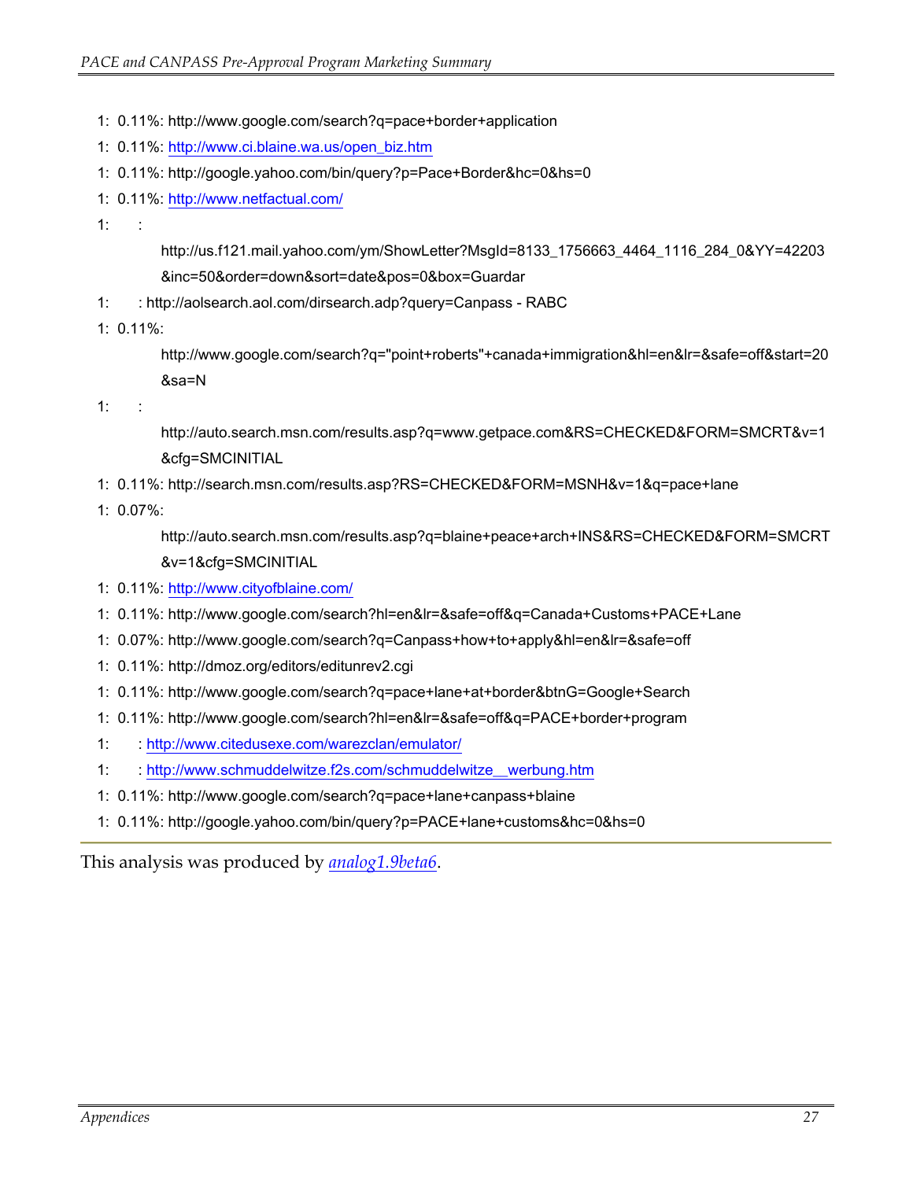- 1: 0.11%: http://www.google.com/search?q=pace+border+application
- 1: 0.11%: http://www.ci.blaine.wa.us/open_biz.htm
- 1: 0.11%: http://google.yahoo.com/bin/query?p=Pace+Border&hc=0&hs=0
- 1: 0.11%: http://www.netfactual.com/
- 1: :

  http://us.f121.mail.yahoo.com/ym/ShowLetter?MsgId=8133_1756663_4464_1116_284_0&YY=42203&inc=50&order=down&sort=date&pos=0&box=Guardar
- 1: : http://aolsearch.aol.com/dirsearch.adp?query=Canpass - RABC
- 1: 0.11%:

  http://www.google.com/search?q="point+roberts"+canada+immigration&hl=en&lr=&safe=off&start=20&sa=N
- 1: :

  http://auto.search.msn.com/results.asp?q=www.getpace.com&RS=CHECKED&FORM=SMCRT&v=1&cfg=SMCINITIAL
- 1: 0.11%: http://search.msn.com/results.asp?RS=CHECKED&FORM=MSNH&v=1&q=pace+lane
- 1: 0.07%:

  http://auto.search.msn.com/results.asp?q=blaine+peace+arch+INS&RS=CHECKED&FORM=SMCRT&v=1&cfg=SMCINITIAL
- 1: 0.11%: http://www.cityofblaine.com/
- 1: 0.11%: http://www.google.com/search?hl=en&lr=&safe=off&q=Canada+Customs+PACE+Lane
- 1: 0.07%: http://www.google.com/search?q=Canpass+how+to+apply&hl=en&lr=&safe=off
- 1: 0.11%: http://dmoz.org/editors/editunrev2.cgi
- 1: 0.11%: http://www.google.com/search?q=pace+lane+at+border&btnG=Google+Search
- 1: 0.11%: http://www.google.com/search?hl=en&lr=&safe=off&q=PACE+border+program
- 1: : http://www.citedusexe.com/warezclan/emulator/
- 1: : http://www.schmuddelwitze.f2s.com/schmuddelwitze__werbung.htm
- 1: 0.11%: http://www.google.com/search?q=pace+lane+canpass+blaine
- 1: 0.11%: http://google.yahoo.com/bin/query?p=PACE+lane+customs&hc=0&hs=0

---

This analysis was produced by *analog1.9beta6*.